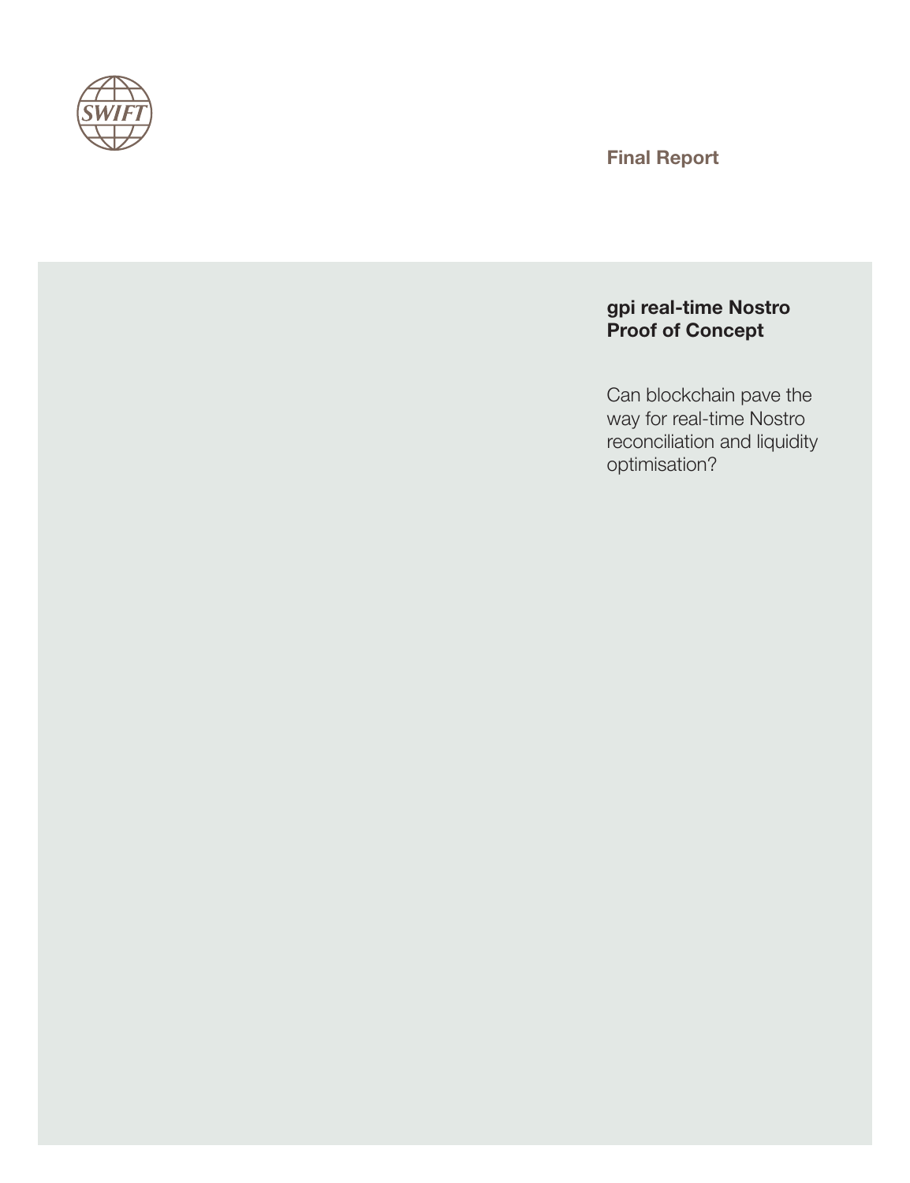Final Report

# gpi real-time Nostro Proof of Concept

Can blockchain pave the way for real-time Nostro reconciliation and liquidity optimisation?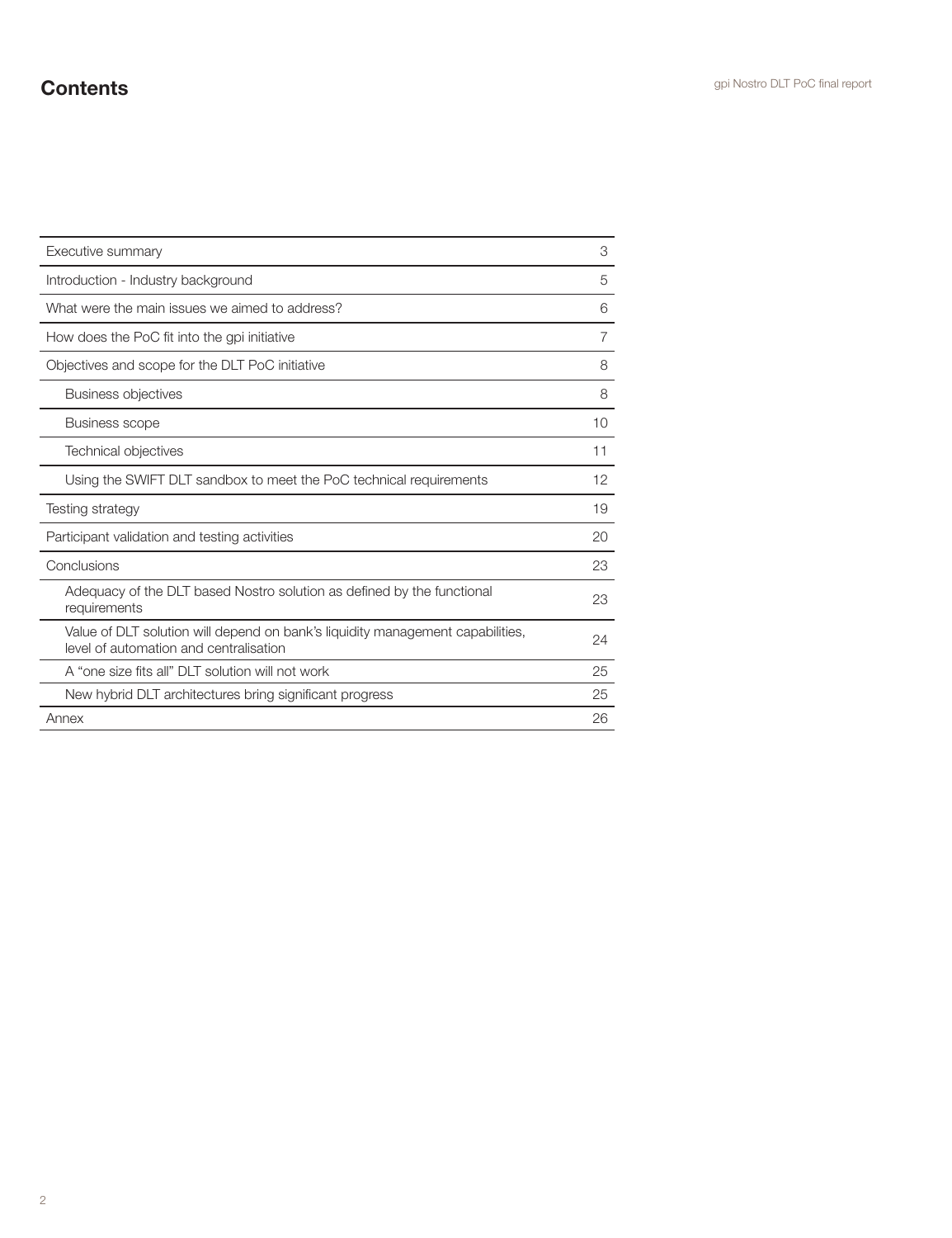# Contents

| | |
|---|---|
| Executive summary | 3 |
| Introduction - Industry background | 5 |
| What were the main issues we aimed to address? | 6 |
| How does the PoC fit into the gpi initiative | 7 |
| Objectives and scope for the DLT PoC initiative | 8 |
| Business objectives | 8 |
| Business scope | 10 |
| Technical objectives | 11 |
| Using the SWIFT DLT sandbox to meet the PoC technical requirements | 12 |
| Testing strategy | 19 |
| Participant validation and testing activities | 20 |
| Conclusions | 23 |
| Adequacy of the DLT based Nostro solution as defined by the functional requirements | 23 |
| Value of DLT solution will depend on bank's liquidity management capabilities, level of automation and centralisation | 24 |
| A "one size fits all" DLT solution will not work | 25 |
| New hybrid DLT architectures bring significant progress | 25 |
| Annex | 26 |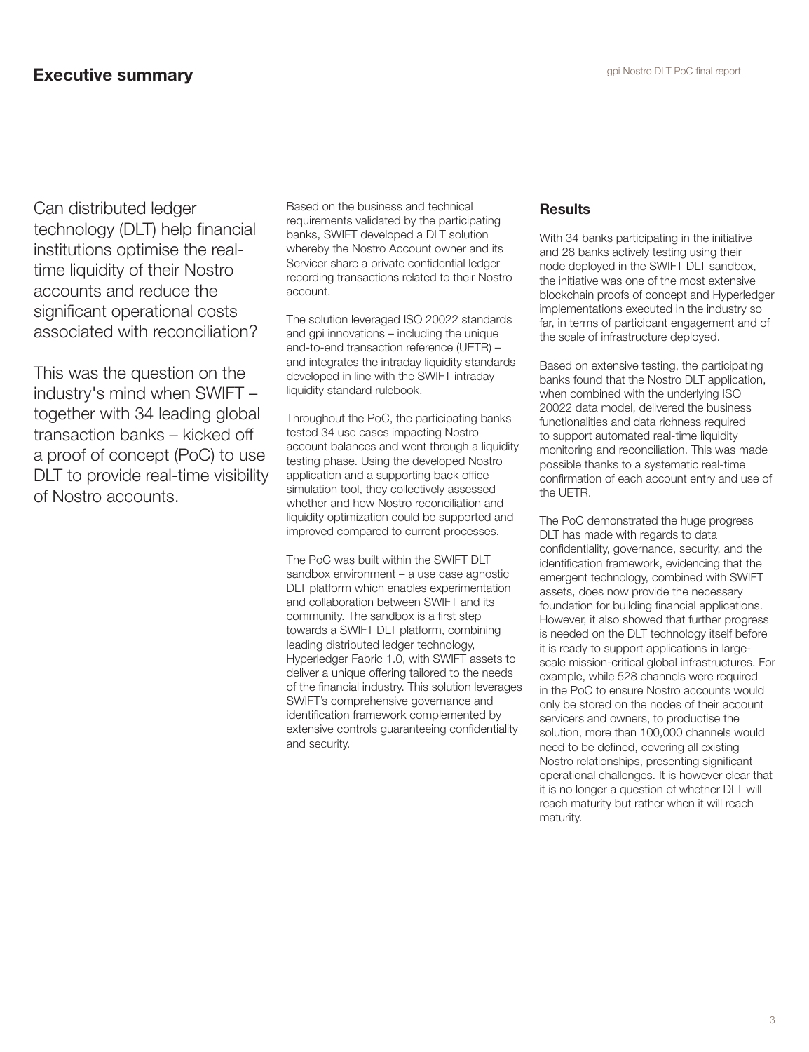# Executive summary

Can distributed ledger technology (DLT) help financial institutions optimise the real-time liquidity of their Nostro accounts and reduce the significant operational costs associated with reconciliation?

This was the question on the industry's mind when SWIFT – together with 34 leading global transaction banks – kicked off a proof of concept (PoC) to use DLT to provide real-time visibility of Nostro accounts.

Based on the business and technical requirements validated by the participating banks, SWIFT developed a DLT solution whereby the Nostro Account owner and its Servicer share a private confidential ledger recording transactions related to their Nostro account.

The solution leveraged ISO 20022 standards and gpi innovations – including the unique end-to-end transaction reference (UETR) – and integrates the intraday liquidity standards developed in line with the SWIFT intraday liquidity standard rulebook.

Throughout the PoC, the participating banks tested 34 use cases impacting Nostro account balances and went through a liquidity testing phase. Using the developed Nostro application and a supporting back office simulation tool, they collectively assessed whether and how Nostro reconciliation and liquidity optimization could be supported and improved compared to current processes.

The PoC was built within the SWIFT DLT sandbox environment – a use case agnostic DLT platform which enables experimentation and collaboration between SWIFT and its community. The sandbox is a first step towards a SWIFT DLT platform, combining leading distributed ledger technology, Hyperledger Fabric 1.0, with SWIFT assets to deliver a unique offering tailored to the needs of the financial industry. This solution leverages SWIFT's comprehensive governance and identification framework complemented by extensive controls guaranteeing confidentiality and security.

## Results

With 34 banks participating in the initiative and 28 banks actively testing using their node deployed in the SWIFT DLT sandbox, the initiative was one of the most extensive blockchain proofs of concept and Hyperledger implementations executed in the industry so far, in terms of participant engagement and of the scale of infrastructure deployed.

Based on extensive testing, the participating banks found that the Nostro DLT application, when combined with the underlying ISO 20022 data model, delivered the business functionalities and data richness required to support automated real-time liquidity monitoring and reconciliation. This was made possible thanks to a systematic real-time confirmation of each account entry and use of the UETR.

The PoC demonstrated the huge progress DLT has made with regards to data confidentiality, governance, security, and the identification framework, evidencing that the emergent technology, combined with SWIFT assets, does now provide the necessary foundation for building financial applications. However, it also showed that further progress is needed on the DLT technology itself before it is ready to support applications in large-scale mission-critical global infrastructures. For example, while 528 channels were required in the PoC to ensure Nostro accounts would only be stored on the nodes of their account servicers and owners, to productise the solution, more than 100,000 channels would need to be defined, covering all existing Nostro relationships, presenting significant operational challenges. It is however clear that it is no longer a question of whether DLT will reach maturity but rather when it will reach maturity.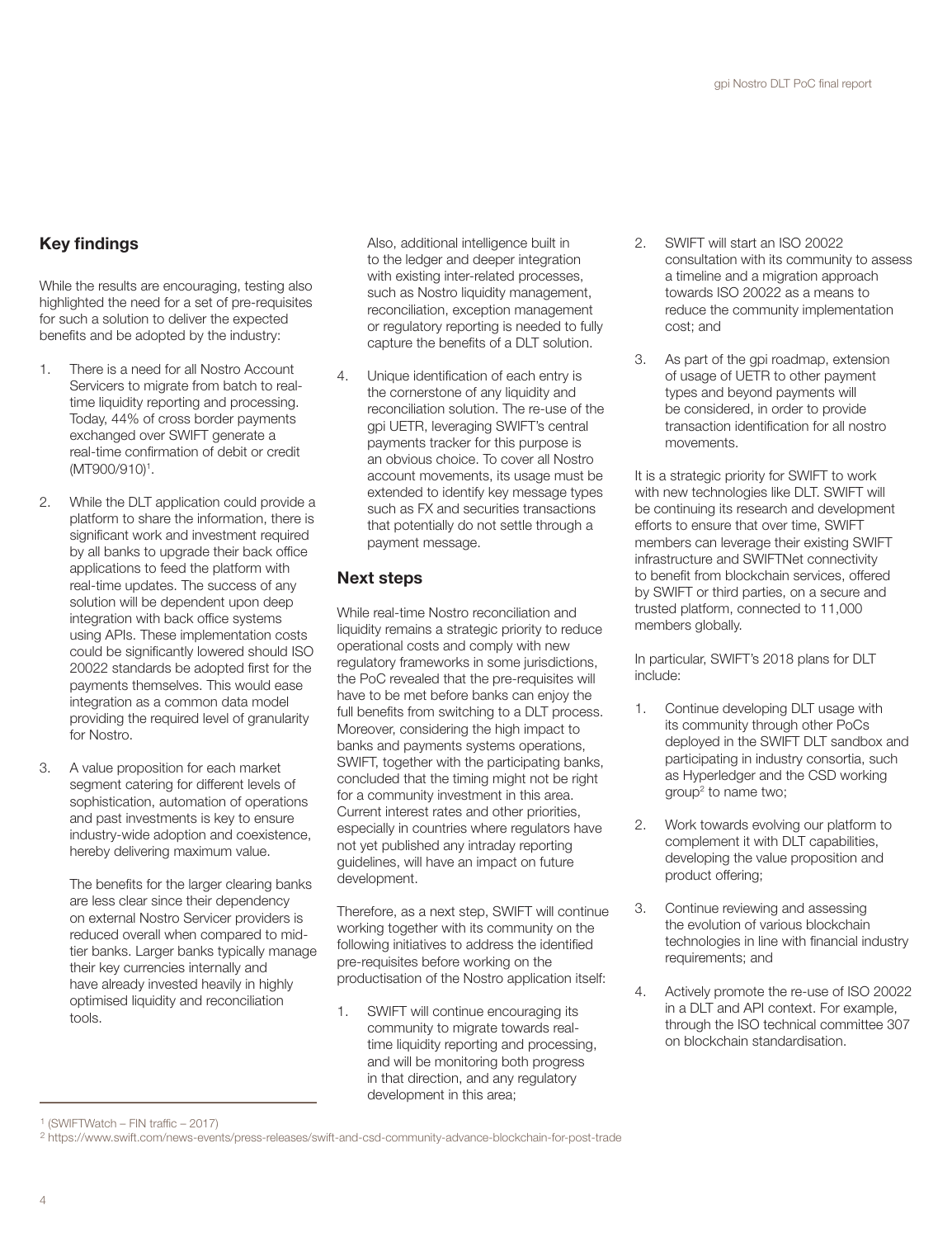## Key findings

While the results are encouraging, testing also highlighted the need for a set of pre-requisites for such a solution to deliver the expected benefits and be adopted by the industry:

1. There is a need for all Nostro Account Servicers to migrate from batch to real-time liquidity reporting and processing. Today, 44% of cross border payments exchanged over SWIFT generate a real-time confirmation of debit or credit (MT900/910)[1].

2. While the DLT application could provide a platform to share the information, there is significant work and investment required by all banks to upgrade their back office applications to feed the platform with real-time updates. The success of any solution will be dependent upon deep integration with back office systems using APIs. These implementation costs could be significantly lowered should ISO 20022 standards be adopted first for the payments themselves. This would ease integration as a common data model providing the required level of granularity for Nostro.

3. A value proposition for each market segment catering for different levels of sophistication, automation of operations and past investments is key to ensure industry-wide adoption and coexistence, hereby delivering maximum value.

   The benefits for the larger clearing banks are less clear since their dependency on external Nostro Servicer providers is reduced overall when compared to mid-tier banks. Larger banks typically manage their key currencies internally and have already invested heavily in highly optimised liquidity and reconciliation tools.

   Also, additional intelligence built in to the ledger and deeper integration with existing inter-related processes, such as Nostro liquidity management, reconciliation, exception management or regulatory reporting is needed to fully capture the benefits of a DLT solution.

4. Unique identification of each entry is the cornerstone of any liquidity and reconciliation solution. The re-use of the gpi UETR, leveraging SWIFT's central payments tracker for this purpose is an obvious choice. To cover all Nostro account movements, its usage must be extended to identify key message types such as FX and securities transactions that potentially do not settle through a payment message.

## Next steps

While real-time Nostro reconciliation and liquidity remains a strategic priority to reduce operational costs and comply with new regulatory frameworks in some jurisdictions, the PoC revealed that the pre-requisites will have to be met before banks can enjoy the full benefits from switching to a DLT process. Moreover, considering the high impact to banks and payments systems operations, SWIFT, together with the participating banks, concluded that the timing might not be right for a community investment in this area. Current interest rates and other priorities, especially in countries where regulators have not yet published any intraday reporting guidelines, will have an impact on future development.

Therefore, as a next step, SWIFT will continue working together with its community on the following initiatives to address the identified pre-requisites before working on the productisation of the Nostro application itself:

1. SWIFT will continue encouraging its community to migrate towards real-time liquidity reporting and processing, and will be monitoring both progress in that direction, and any regulatory development in this area;

2. SWIFT will start an ISO 20022 consultation with its community to assess a timeline and a migration approach towards ISO 20022 as a means to reduce the community implementation cost; and

3. As part of the gpi roadmap, extension of usage of UETR to other payment types and beyond payments will be considered, in order to provide transaction identification for all nostro movements.

It is a strategic priority for SWIFT to work with new technologies like DLT. SWIFT will be continuing its research and development efforts to ensure that over time, SWIFT members can leverage their existing SWIFT infrastructure and SWIFTNet connectivity to benefit from blockchain services, offered by SWIFT or third parties, on a secure and trusted platform, connected to 11,000 members globally.

In particular, SWIFT's 2018 plans for DLT include:

1. Continue developing DLT usage with its community through other PoCs deployed in the SWIFT DLT sandbox and participating in industry consortia, such as Hyperledger and the CSD working group[2] to name two;

2. Work towards evolving our platform to complement it with DLT capabilities, developing the value proposition and product offering;

3. Continue reviewing and assessing the evolution of various blockchain technologies in line with financial industry requirements; and

4. Actively promote the re-use of ISO 20022 in a DLT and API context. For example, through the ISO technical committee 307 on blockchain standardisation.

---

[1] (SWIFTWatch – FIN traffic – 2017)

[2] https://www.swift.com/news-events/press-releases/swift-and-csd-community-advance-blockchain-for-post-trade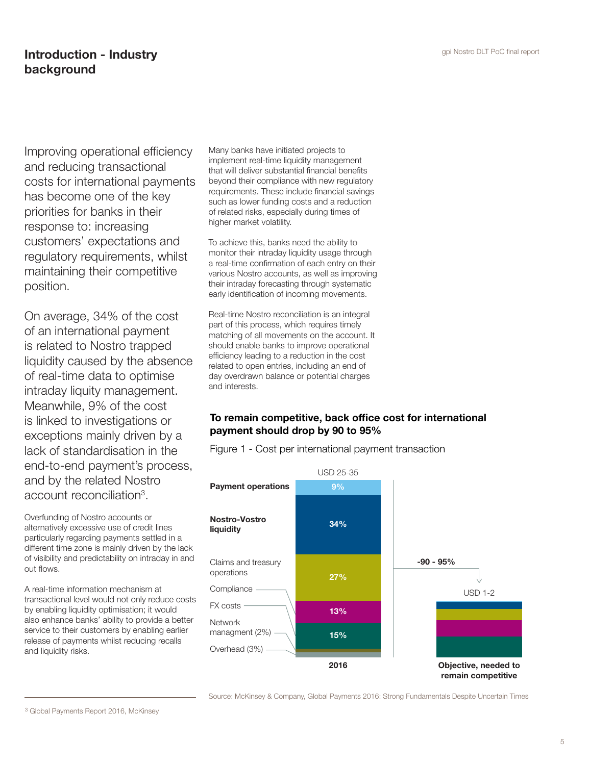## Introduction - Industry background

Improving operational efficiency and reducing transactional costs for international payments has become one of the key priorities for banks in their response to: increasing customers' expectations and regulatory requirements, whilst maintaining their competitive position.

On average, 34% of the cost of an international payment is related to Nostro trapped liquidity caused by the absence of real-time data to optimise intraday liquity management. Meanwhile, 9% of the cost is linked to investigations or exceptions mainly driven by a lack of standardisation in the end-to-end payment's process, and by the related Nostro account reconciliation[3].

Overfunding of Nostro accounts or alternatively excessive use of credit lines particularly regarding payments settled in a different time zone is mainly driven by the lack of visibility and predictability on intraday in and out flows.

A real-time information mechanism at transactional level would not only reduce costs by enabling liquidity optimisation; it would also enhance banks' ability to provide a better service to their customers by enabling earlier release of payments whilst reducing recalls and liquidity risks.

Many banks have initiated projects to implement real-time liquidity management that will deliver substantial financial benefits beyond their compliance with new regulatory requirements. These include financial savings such as lower funding costs and a reduction of related risks, especially during times of higher market volatility.

To achieve this, banks need the ability to monitor their intraday liquidity usage through a real-time confirmation of each entry on their various Nostro accounts, as well as improving their intraday forecasting through systematic early identification of incoming movements.

Real-time Nostro reconciliation is an integral part of this process, which requires timely matching of all movements on the account. It should enable banks to improve operational efficiency leading to a reduction in the cost related to open entries, including an end of day overdrawn balance or potential charges and interests.

**To remain competitive, back office cost for international payment should drop by 90 to 95%**

Figure 1 - Cost per international payment transaction

| | 2016 (USD 25-35) |
|---|---|
| Payment operations | 9% |
| Nostro-Vostro liquidity | 34% |
| Claims and treasury operations / Compliance | 27% |
| FX costs | 13% |
| Network managment (2%) / Overhead (3%) | 15% |

-90 - 95% → USD 1-2: Objective, needed to remain competitive

Source: McKinsey & Company, Global Payments 2016: Strong Fundamentals Despite Uncertain Times

[3] Global Payments Report 2016, McKinsey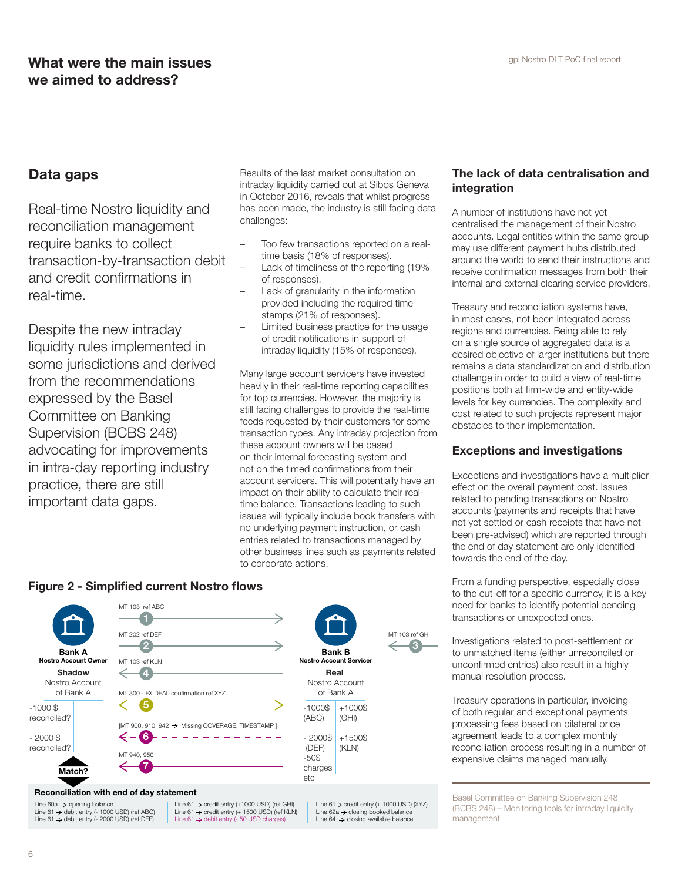# What were the main issues we aimed to address?

## Data gaps

Real-time Nostro liquidity and reconciliation management require banks to collect transaction-by-transaction debit and credit confirmations in real-time.

Despite the new intraday liquidity rules implemented in some jurisdictions and derived from the recommendations expressed by the Basel Committee on Banking Supervision (BCBS 248) advocating for improvements in intra-day reporting industry practice, there are still important data gaps.

Results of the last market consultation on intraday liquidity carried out at Sibos Geneva in October 2016, reveals that whilst progress has been made, the industry is still facing data challenges:

- Too few transactions reported on a real-time basis (18% of responses).
- Lack of timeliness of the reporting (19% of responses).
- Lack of granularity in the information provided including the required time stamps (21% of responses).
- Limited business practice for the usage of credit notifications in support of intraday liquidity (15% of responses).

Many large account servicers have invested heavily in their real-time reporting capabilities for top currencies. However, the majority is still facing challenges to provide the real-time feeds requested by their customers for some transaction types. Any intraday projection from these account owners will be based on their internal forecasting system and not on the timed confirmations from their account servicers. This will potentially have an impact on their ability to calculate their real-time balance. Transactions leading to such issues will typically include book transfers with no underlying payment instruction, or cash entries related to transactions managed by other business lines such as payments related to corporate actions.

### Figure 2 - Simplified current Nostro flows

**Bank A** – Nostro Account Owner

**Shadow** Nostro Account of Bank A

- -1000 $ reconciled?
- - 2000 $ reconciled?
- **Match?**

**Bank B** – Nostro Account Servicer

**Real** Nostro Account of Bank A

| | |
|---|---|
| -1000$ (ABC) | +1000$ (GHI) |
| - 2000$ (DEF) -50$ charges etc | +1500$ (KLN) |

Flows:

1. MT 103 ref ABC
2. MT 202 ref DEF
3. MT 103 ref GHI
4. MT 103 ref KLN
5. MT 300 - FX DEAL confirmation ref XYZ
6. [MT 900, 910, 942 → Missing COVERAGE, TIMESTAMP ]
7. MT 940, 950

**Reconciliation with end of day statement**

- Line 60a → opening balance
- Line 61 → debit entry (- 1000 USD) (ref ABC)
- Line 61 → debit entry (- 2000 USD) (ref DEF)
- Line 61 → credit entry (+1000 USD) (ref GHI)
- Line 61 → credit entry (+ 1500 USD) (ref KLN)
- Line 61 → debit entry (- 50 USD charges)
- Line 61 → credit entry (+ 1000 USD) (XYZ)
- Line 62a → closing booked balance
- Line 64 → closing available balance

## The lack of data centralisation and integration

A number of institutions have not yet centralised the management of their Nostro accounts. Legal entities within the same group may use different payment hubs distributed around the world to send their instructions and receive confirmation messages from both their internal and external clearing service providers.

Treasury and reconciliation systems have, in most cases, not been integrated across regions and currencies. Being able to rely on a single source of aggregated data is a desired objective of larger institutions but there remains a data standardization and distribution challenge in order to build a view of real-time positions both at firm-wide and entity-wide levels for key currencies. The complexity and cost related to such projects represent major obstacles to their implementation.

## Exceptions and investigations

Exceptions and investigations have a multiplier effect on the overall payment cost. Issues related to pending transactions on Nostro accounts (payments and receipts that have not yet settled or cash receipts that have not been pre-advised) which are reported through the end of day statement are only identified towards the end of the day.

From a funding perspective, especially close to the cut-off for a specific currency, it is a key need for banks to identify potential pending transactions or unexpected ones.

Investigations related to post-settlement or to unmatched items (either unreconciled or unconfirmed entries) also result in a highly manual resolution process.

Treasury operations in particular, invoicing of both regular and exceptional payments processing fees based on bilateral price agreement leads to a complex monthly reconciliation process resulting in a number of expensive claims managed manually.

---

Basel Committee on Banking Supervision 248 (BCBS 248) – Monitoring tools for intraday liquidity management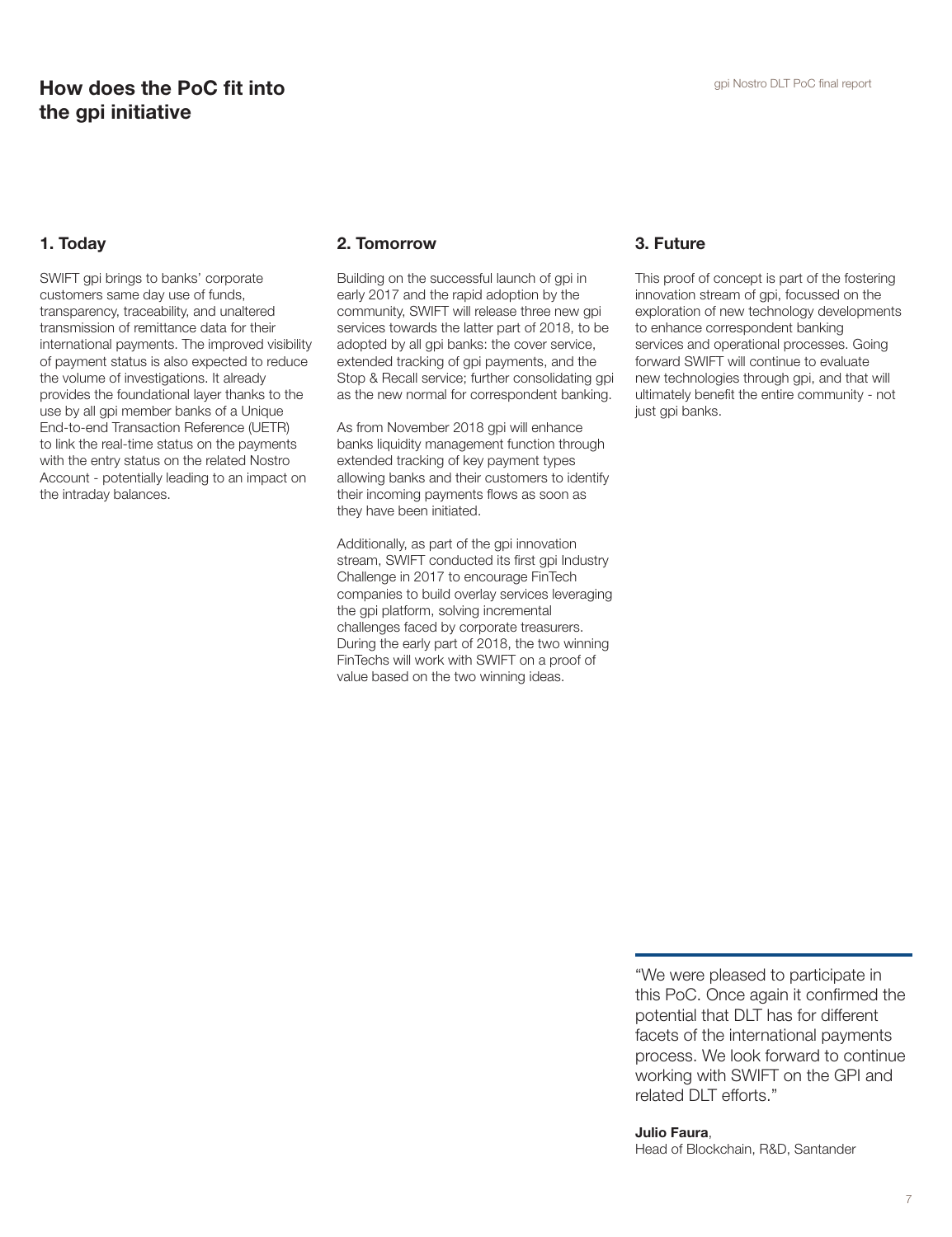# How does the PoC fit into the gpi initiative

## 1. Today

SWIFT gpi brings to banks' corporate customers same day use of funds, transparency, traceability, and unaltered transmission of remittance data for their international payments. The improved visibility of payment status is also expected to reduce the volume of investigations. It already provides the foundational layer thanks to the use by all gpi member banks of a Unique End-to-end Transaction Reference (UETR) to link the real-time status on the payments with the entry status on the related Nostro Account - potentially leading to an impact on the intraday balances.

## 2. Tomorrow

Building on the successful launch of gpi in early 2017 and the rapid adoption by the community, SWIFT will release three new gpi services towards the latter part of 2018, to be adopted by all gpi banks: the cover service, extended tracking of gpi payments, and the Stop & Recall service; further consolidating gpi as the new normal for correspondent banking.

As from November 2018 gpi will enhance banks liquidity management function through extended tracking of key payment types allowing banks and their customers to identify their incoming payments flows as soon as they have been initiated.

Additionally, as part of the gpi innovation stream, SWIFT conducted its first gpi Industry Challenge in 2017 to encourage FinTech companies to build overlay services leveraging the gpi platform, solving incremental challenges faced by corporate treasurers. During the early part of 2018, the two winning FinTechs will work with SWIFT on a proof of value based on the two winning ideas.

## 3. Future

This proof of concept is part of the fostering innovation stream of gpi, focussed on the exploration of new technology developments to enhance correspondent banking services and operational processes. Going forward SWIFT will continue to evaluate new technologies through gpi, and that will ultimately benefit the entire community - not just gpi banks.

> "We were pleased to participate in this PoC. Once again it confirmed the potential that DLT has for different facets of the international payments process. We look forward to continue working with SWIFT on the GPI and related DLT efforts."
>
> **Julio Faura**,
> Head of Blockchain, R&D, Santander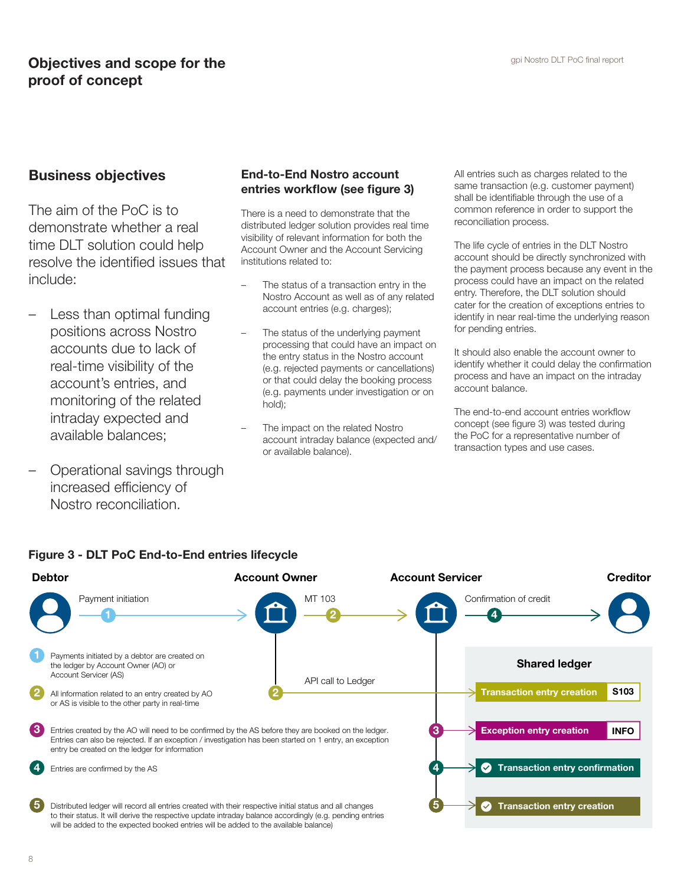# Objectives and scope for the proof of concept

## Business objectives

The aim of the PoC is to demonstrate whether a real time DLT solution could help resolve the identified issues that include:

- Less than optimal funding positions across Nostro accounts due to lack of real-time visibility of the account's entries, and monitoring of the related intraday expected and available balances;
- Operational savings through increased efficiency of Nostro reconciliation.

### End-to-End Nostro account entries workflow (see figure 3)

There is a need to demonstrate that the distributed ledger solution provides real time visibility of relevant information for both the Account Owner and the Account Servicing institutions related to:

- The status of a transaction entry in the Nostro Account as well as of any related account entries (e.g. charges);
- The status of the underlying payment processing that could have an impact on the entry status in the Nostro account (e.g. rejected payments or cancellations) or that could delay the booking process (e.g. payments under investigation or on hold);
- The impact on the related Nostro account intraday balance (expected and/or available balance).

All entries such as charges related to the same transaction (e.g. customer payment) shall be identifiable through the use of a common reference in order to support the reconciliation process.

The life cycle of entries in the DLT Nostro account should be directly synchronized with the payment process because any event in the process could have an impact on the related entry. Therefore, the DLT solution should cater for the creation of exceptions entries to identify in near real-time the underlying reason for pending entries.

It should also enable the account owner to identify whether it could delay the confirmation process and have an impact on the intraday account balance.

The end-to-end account entries workflow concept (see figure 3) was tested during the PoC for a representative number of transaction types and use cases.

**Figure 3 - DLT PoC End-to-End entries lifecycle**

**Debtor** → (1) Payment initiation → **Account Owner** → (2) MT 103 → **Account Servicer** → (4) Confirmation of credit → **Creditor**

Account Owner → (2) API call to Ledger → **Shared ledger**:

- Transaction entry creation — S103
- (3) Exception entry creation — INFO
- (4) Transaction entry confirmation
- (5) Transaction entry creation

1. Payments initiated by a debtor are created on the ledger by Account Owner (AO) or Account Servicer (AS)
2. All information related to an entry created by AO or AS is visible to the other party in real-time
3. Entries created by the AO will need to be confirmed by the AS before they are booked on the ledger. Entries can also be rejected. If an exception / investigation has been started on 1 entry, an exception entry be created on the ledger for information
4. Entries are confirmed by the AS
5. Distributed ledger will record all entries created with their respective initial status and all changes to their status. It will derive the respective update intraday balance accordingly (e.g. pending entries will be added to the expected booked entries will be added to the available balance)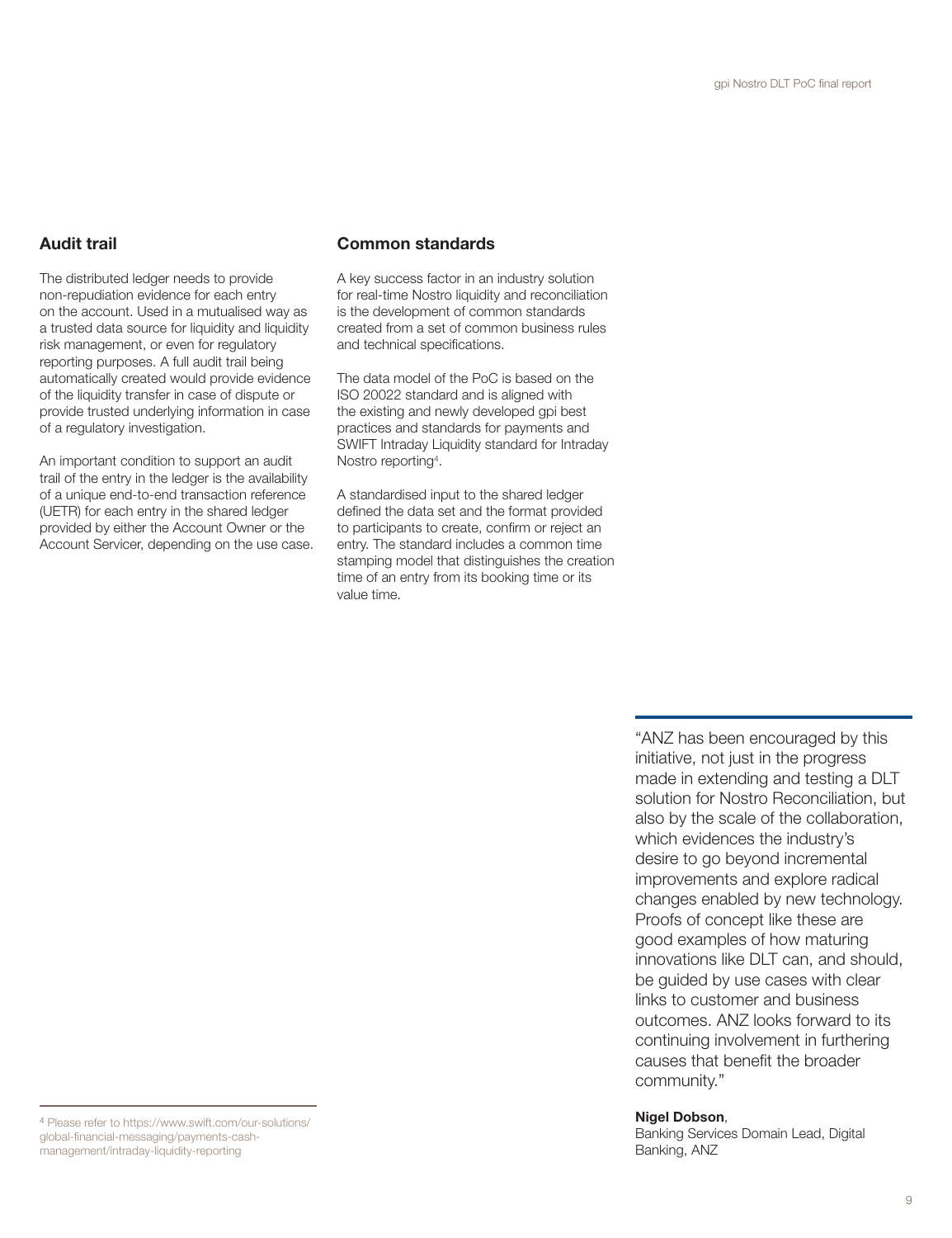## Audit trail

The distributed ledger needs to provide non-repudiation evidence for each entry on the account. Used in a mutualised way as a trusted data source for liquidity and liquidity risk management, or even for regulatory reporting purposes. A full audit trail being automatically created would provide evidence of the liquidity transfer in case of dispute or provide trusted underlying information in case of a regulatory investigation.

An important condition to support an audit trail of the entry in the ledger is the availability of a unique end-to-end transaction reference (UETR) for each entry in the shared ledger provided by either the Account Owner or the Account Servicer, depending on the use case.

## Common standards

A key success factor in an industry solution for real-time Nostro liquidity and reconciliation is the development of common standards created from a set of common business rules and technical specifications.

The data model of the PoC is based on the ISO 20022 standard and is aligned with the existing and newly developed gpi best practices and standards for payments and SWIFT Intraday Liquidity standard for Intraday Nostro reporting[4].

A standardised input to the shared ledger defined the data set and the format provided to participants to create, confirm or reject an entry. The standard includes a common time stamping model that distinguishes the creation time of an entry from its booking time or its value time.

> "ANZ has been encouraged by this initiative, not just in the progress made in extending and testing a DLT solution for Nostro Reconciliation, but also by the scale of the collaboration, which evidences the industry's desire to go beyond incremental improvements and explore radical changes enabled by new technology. Proofs of concept like these are good examples of how maturing innovations like DLT can, and should, be guided by use cases with clear links to customer and business outcomes. ANZ looks forward to its continuing involvement in furthering causes that benefit the broader community."
>
> **Nigel Dobson**,
> Banking Services Domain Lead, Digital Banking, ANZ

[4] Please refer to https://www.swift.com/our-solutions/global-financial-messaging/payments-cash-management/intraday-liquidity-reporting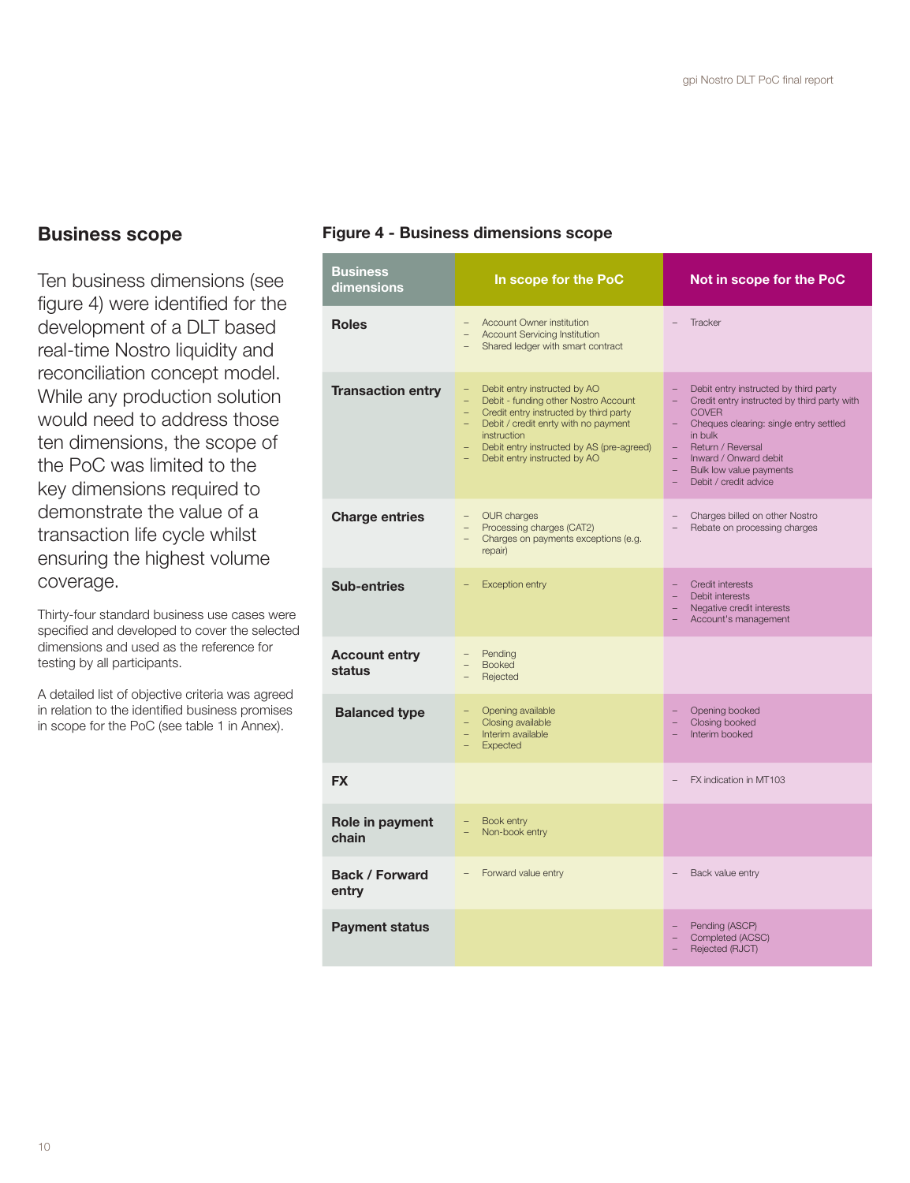## Business scope

Ten business dimensions (see figure 4) were identified for the development of a DLT based real-time Nostro liquidity and reconciliation concept model. While any production solution would need to address those ten dimensions, the scope of the PoC was limited to the key dimensions required to demonstrate the value of a transaction life cycle whilst ensuring the highest volume coverage.

Thirty-four standard business use cases were specified and developed to cover the selected dimensions and used as the reference for testing by all participants.

A detailed list of objective criteria was agreed in relation to the identified business promises in scope for the PoC (see table 1 in Annex).

### Figure 4 - Business dimensions scope

| Business dimensions | In scope for the PoC | Not in scope for the PoC |
|---|---|---|
| **Roles** | – Account Owner institution<br>– Account Servicing Institution<br>– Shared ledger with smart contract | – Tracker |
| **Transaction entry** | – Debit entry instructed by AO<br>– Debit - funding other Nostro Account<br>– Credit entry instructed by third party<br>– Debit / credit enrty with no payment instruction<br>– Debit entry instructed by AS (pre-agreed)<br>– Debit entry instructed by AO | – Debit entry instructed by third party<br>– Credit entry instructed by third party with COVER<br>– Cheques clearing: single entry settled in bulk<br>– Return / Reversal<br>– Inward / Onward debit<br>– Bulk low value payments<br>– Debit / credit advice |
| **Charge entries** | – OUR charges<br>– Processing charges (CAT2)<br>– Charges on payments exceptions (e.g. repair) | – Charges billed on other Nostro<br>– Rebate on processing charges |
| **Sub-entries** | – Exception entry | – Credit interests<br>– Debit interests<br>– Negative credit interests<br>– Account's management |
| **Account entry status** | – Pending<br>– Booked<br>– Rejected | |
| **Balanced type** | – Opening available<br>– Closing available<br>– Interim available<br>– Expected | – Opening booked<br>– Closing booked<br>– Interim booked |
| **FX** | | – FX indication in MT103 |
| **Role in payment chain** | – Book entry<br>– Non-book entry | |
| **Back / Forward entry** | – Forward value entry | – Back value entry |
| **Payment status** | | – Pending (ASCP)<br>– Completed (ACSC)<br>– Rejected (RJCT) |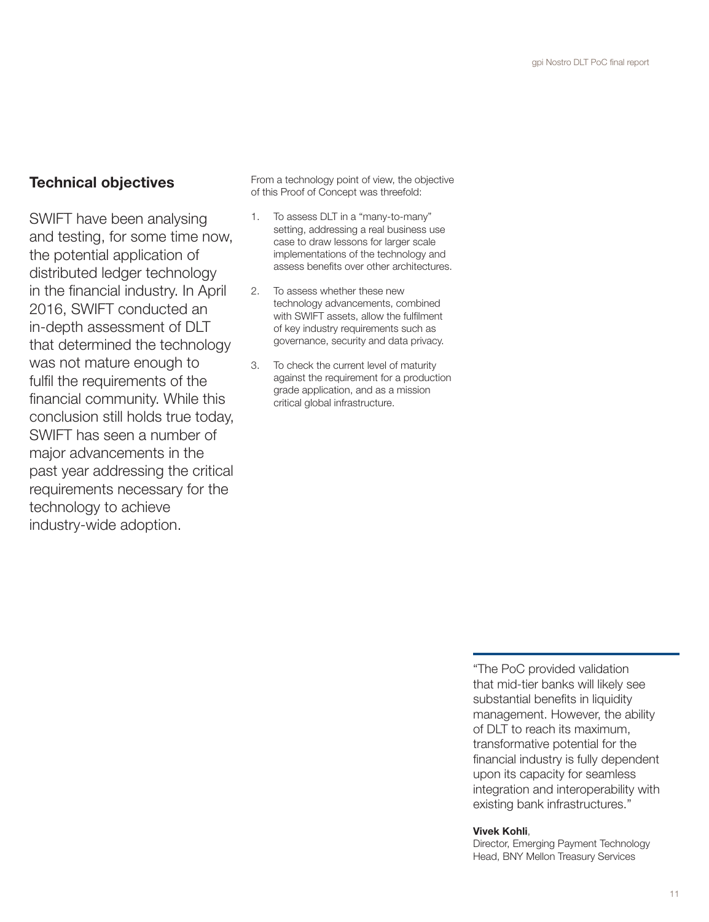## Technical objectives

SWIFT have been analysing and testing, for some time now, the potential application of distributed ledger technology in the financial industry. In April 2016, SWIFT conducted an in-depth assessment of DLT that determined the technology was not mature enough to fulfil the requirements of the financial community. While this conclusion still holds true today, SWIFT has seen a number of major advancements in the past year addressing the critical requirements necessary for the technology to achieve industry-wide adoption.

From a technology point of view, the objective of this Proof of Concept was threefold:

1. To assess DLT in a "many-to-many" setting, addressing a real business use case to draw lessons for larger scale implementations of the technology and assess benefits over other architectures.
2. To assess whether these new technology advancements, combined with SWIFT assets, allow the fulfilment of key industry requirements such as governance, security and data privacy.
3. To check the current level of maturity against the requirement for a production grade application, and as a mission critical global infrastructure.

"The PoC provided validation that mid-tier banks will likely see substantial benefits in liquidity management. However, the ability of DLT to reach its maximum, transformative potential for the financial industry is fully dependent upon its capacity for seamless integration and interoperability with existing bank infrastructures."

**Vivek Kohli**,
Director, Emerging Payment Technology Head, BNY Mellon Treasury Services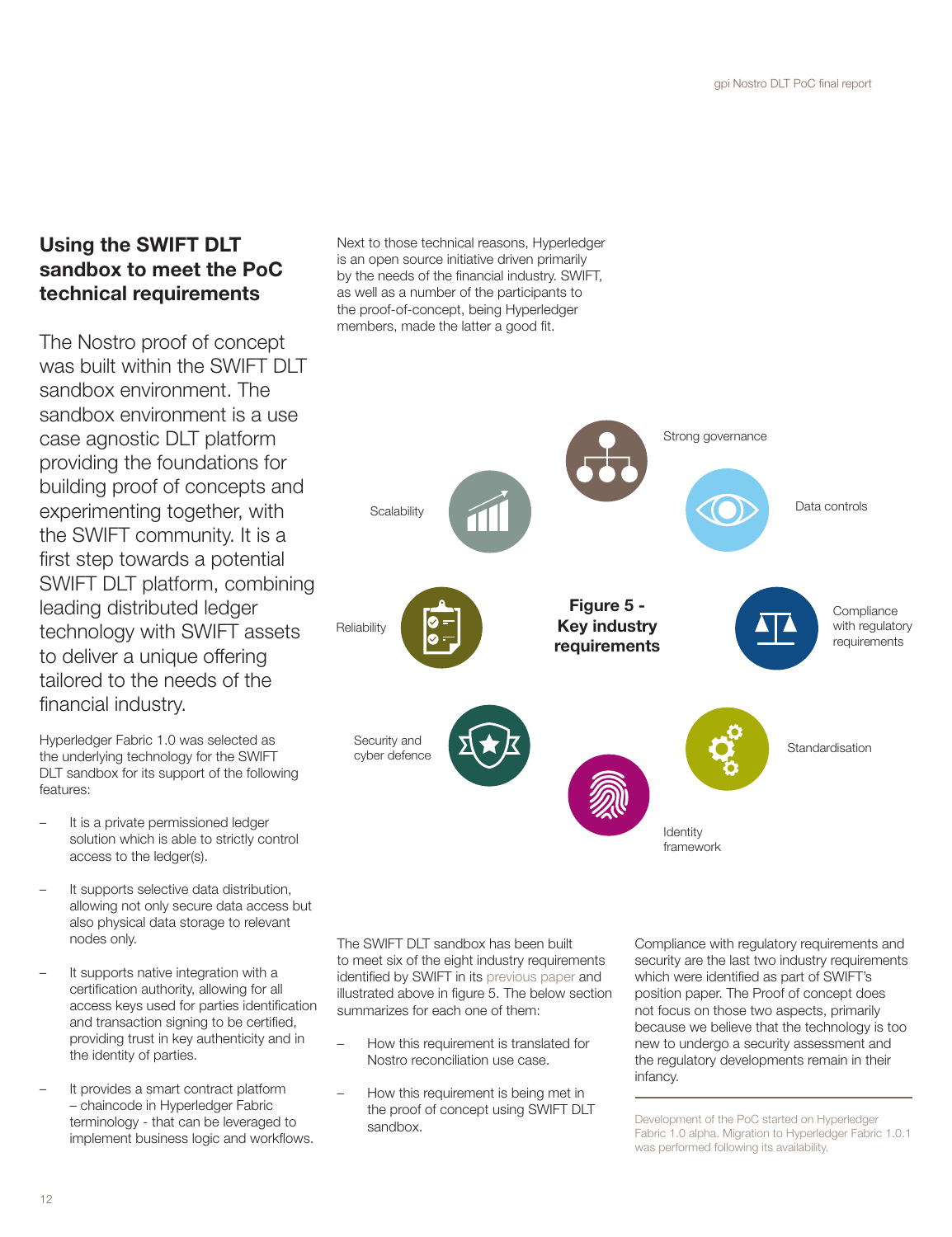## Using the SWIFT DLT sandbox to meet the PoC technical requirements

The Nostro proof of concept was built within the SWIFT DLT sandbox environment. The sandbox environment is a use case agnostic DLT platform providing the foundations for building proof of concepts and experimenting together, with the SWIFT community. It is a first step towards a potential SWIFT DLT platform, combining leading distributed ledger technology with SWIFT assets to deliver a unique offering tailored to the needs of the financial industry.

Hyperledger Fabric 1.0 was selected as the underlying technology for the SWIFT DLT sandbox for its support of the following features:

- It is a private permissioned ledger solution which is able to strictly control access to the ledger(s).
- It supports selective data distribution, allowing not only secure data access but also physical data storage to relevant nodes only.
- It supports native integration with a certification authority, allowing for all access keys used for parties identification and transaction signing to be certified, providing trust in key authenticity and in the identity of parties.
- It provides a smart contract platform – chaincode in Hyperledger Fabric terminology - that can be leveraged to implement business logic and workflows.

Next to those technical reasons, Hyperledger is an open source initiative driven primarily by the needs of the financial industry. SWIFT, as well as a number of the participants to the proof-of-concept, being Hyperledger members, made the latter a good fit.

**Figure 5 - Key industry requirements**

Strong governance
Data controls
Compliance with regulatory requirements
Standardisation
Identity framework
Security and cyber defence
Reliability
Scalability

The SWIFT DLT sandbox has been built to meet six of the eight industry requirements identified by SWIFT in its previous paper and illustrated above in figure 5. The below section summarizes for each one of them:

- How this requirement is translated for Nostro reconciliation use case.
- How this requirement is being met in the proof of concept using SWIFT DLT sandbox.

Compliance with regulatory requirements and security are the last two industry requirements which were identified as part of SWIFT's position paper. The Proof of concept does not focus on those two aspects, primarily because we believe that the technology is too new to undergo a security assessment and the regulatory developments remain in their infancy.

Development of the PoC started on Hyperledger Fabric 1.0 alpha. Migration to Hyperledger Fabric 1.0.1 was performed following its availability.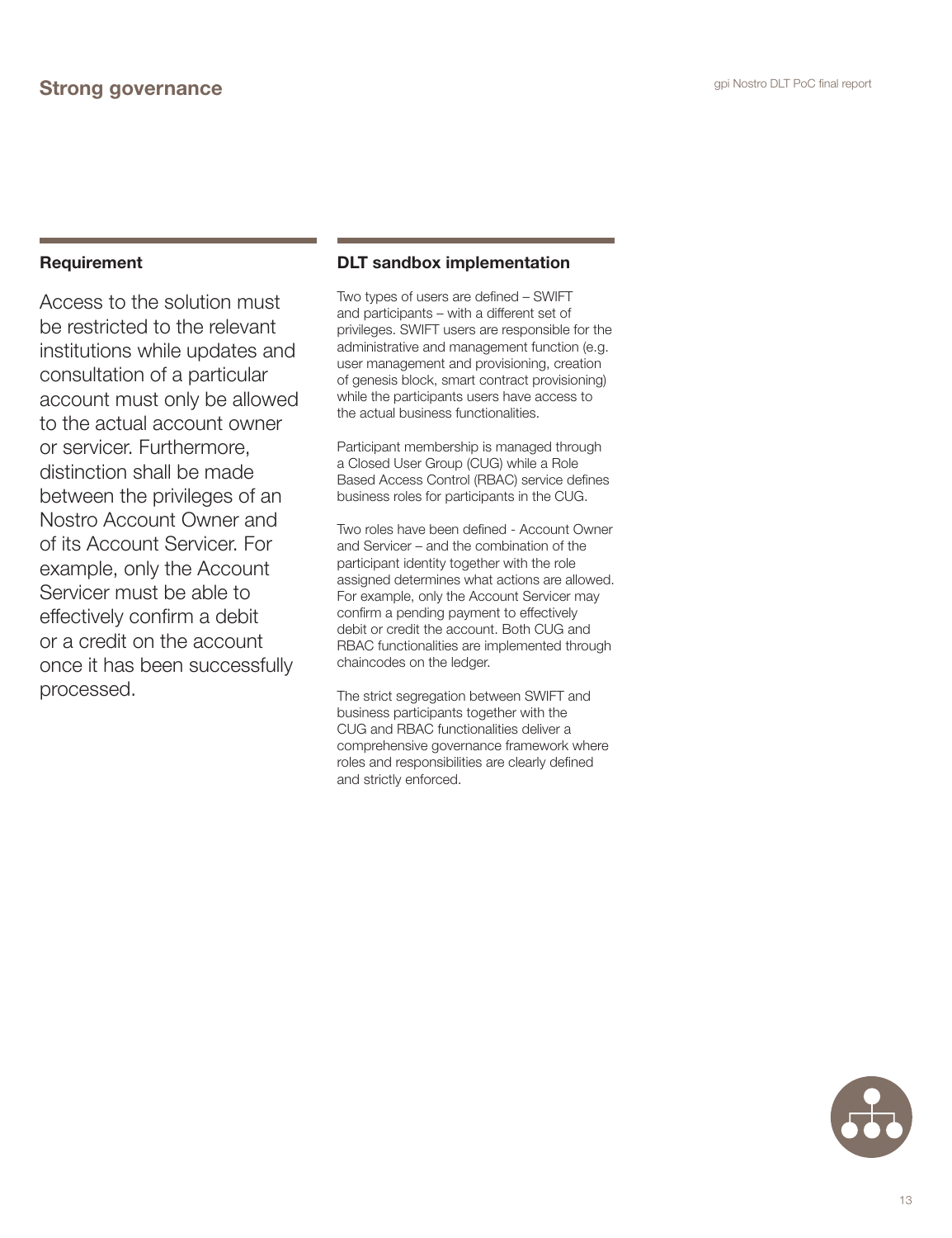## Strong governance

### Requirement

Access to the solution must be restricted to the relevant institutions while updates and consultation of a particular account must only be allowed to the actual account owner or servicer. Furthermore, distinction shall be made between the privileges of an Nostro Account Owner and of its Account Servicer. For example, only the Account Servicer must be able to effectively confirm a debit or a credit on the account once it has been successfully processed.

### DLT sandbox implementation

Two types of users are defined – SWIFT and participants – with a different set of privileges. SWIFT users are responsible for the administrative and management function (e.g. user management and provisioning, creation of genesis block, smart contract provisioning) while the participants users have access to the actual business functionalities.

Participant membership is managed through a Closed User Group (CUG) while a Role Based Access Control (RBAC) service defines business roles for participants in the CUG.

Two roles have been defined - Account Owner and Servicer – and the combination of the participant identity together with the role assigned determines what actions are allowed. For example, only the Account Servicer may confirm a pending payment to effectively debit or credit the account. Both CUG and RBAC functionalities are implemented through chaincodes on the ledger.

The strict segregation between SWIFT and business participants together with the CUG and RBAC functionalities deliver a comprehensive governance framework where roles and responsibilities are clearly defined and strictly enforced.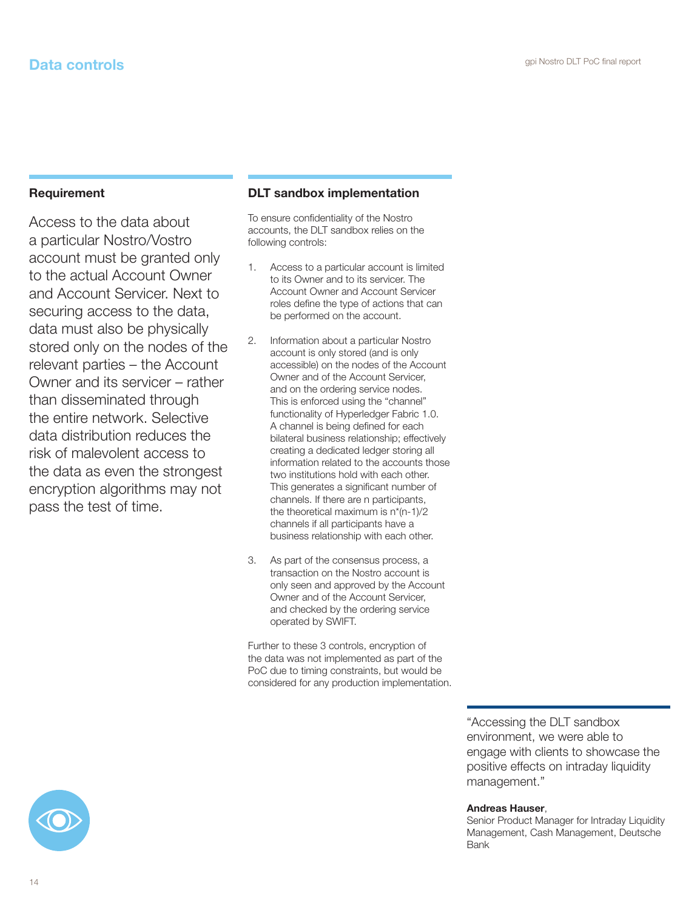## Data controls

### Requirement

Access to the data about a particular Nostro/Vostro account must be granted only to the actual Account Owner and Account Servicer. Next to securing access to the data, data must also be physically stored only on the nodes of the relevant parties – the Account Owner and its servicer – rather than disseminated through the entire network. Selective data distribution reduces the risk of malevolent access to the data as even the strongest encryption algorithms may not pass the test of time.

### DLT sandbox implementation

To ensure confidentiality of the Nostro accounts, the DLT sandbox relies on the following controls:

1. Access to a particular account is limited to its Owner and to its servicer. The Account Owner and Account Servicer roles define the type of actions that can be performed on the account.

2. Information about a particular Nostro account is only stored (and is only accessible) on the nodes of the Account Owner and of the Account Servicer, and on the ordering service nodes. This is enforced using the "channel" functionality of Hyperledger Fabric 1.0. A channel is being defined for each bilateral business relationship; effectively creating a dedicated ledger storing all information related to the accounts those two institutions hold with each other. This generates a significant number of channels. If there are n participants, the theoretical maximum is $n*(n-1)/2$ channels if all participants have a business relationship with each other.

3. As part of the consensus process, a transaction on the Nostro account is only seen and approved by the Account Owner and of the Account Servicer, and checked by the ordering service operated by SWIFT.

Further to these 3 controls, encryption of the data was not implemented as part of the PoC due to timing constraints, but would be considered for any production implementation.

"Accessing the DLT sandbox environment, we were able to engage with clients to showcase the positive effects on intraday liquidity management."

**Andreas Hauser**,
Senior Product Manager for Intraday Liquidity Management, Cash Management, Deutsche Bank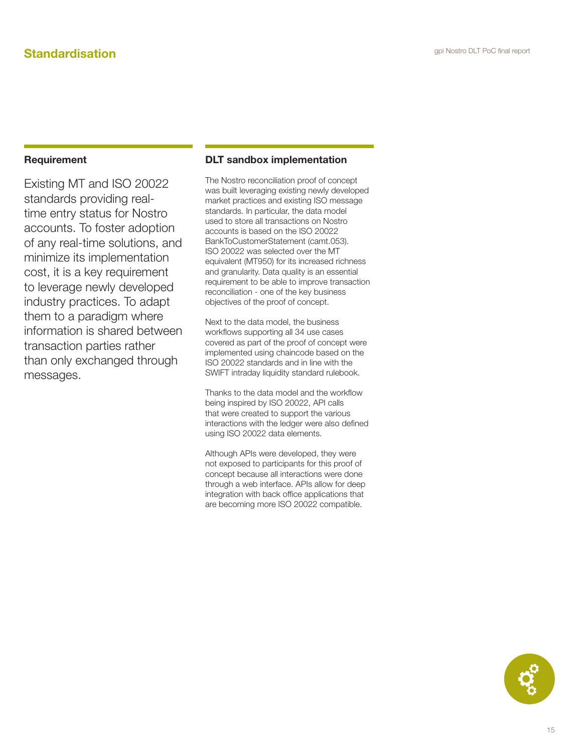# Standardisation

### Requirement

Existing MT and ISO 20022 standards providing real-time entry status for Nostro accounts. To foster adoption of any real-time solutions, and minimize its implementation cost, it is a key requirement to leverage newly developed industry practices. To adapt them to a paradigm where information is shared between transaction parties rather than only exchanged through messages.

### DLT sandbox implementation

The Nostro reconciliation proof of concept was built leveraging existing newly developed market practices and existing ISO message standards. In particular, the data model used to store all transactions on Nostro accounts is based on the ISO 20022 BankToCustomerStatement (camt.053). ISO 20022 was selected over the MT equivalent (MT950) for its increased richness and granularity. Data quality is an essential requirement to be able to improve transaction reconciliation - one of the key business objectives of the proof of concept.

Next to the data model, the business workflows supporting all 34 use cases covered as part of the proof of concept were implemented using chaincode based on the ISO 20022 standards and in line with the SWIFT intraday liquidity standard rulebook.

Thanks to the data model and the workflow being inspired by ISO 20022, API calls that were created to support the various interactions with the ledger were also defined using ISO 20022 data elements.

Although APIs were developed, they were not exposed to participants for this proof of concept because all interactions were done through a web interface. APIs allow for deep integration with back office applications that are becoming more ISO 20022 compatible.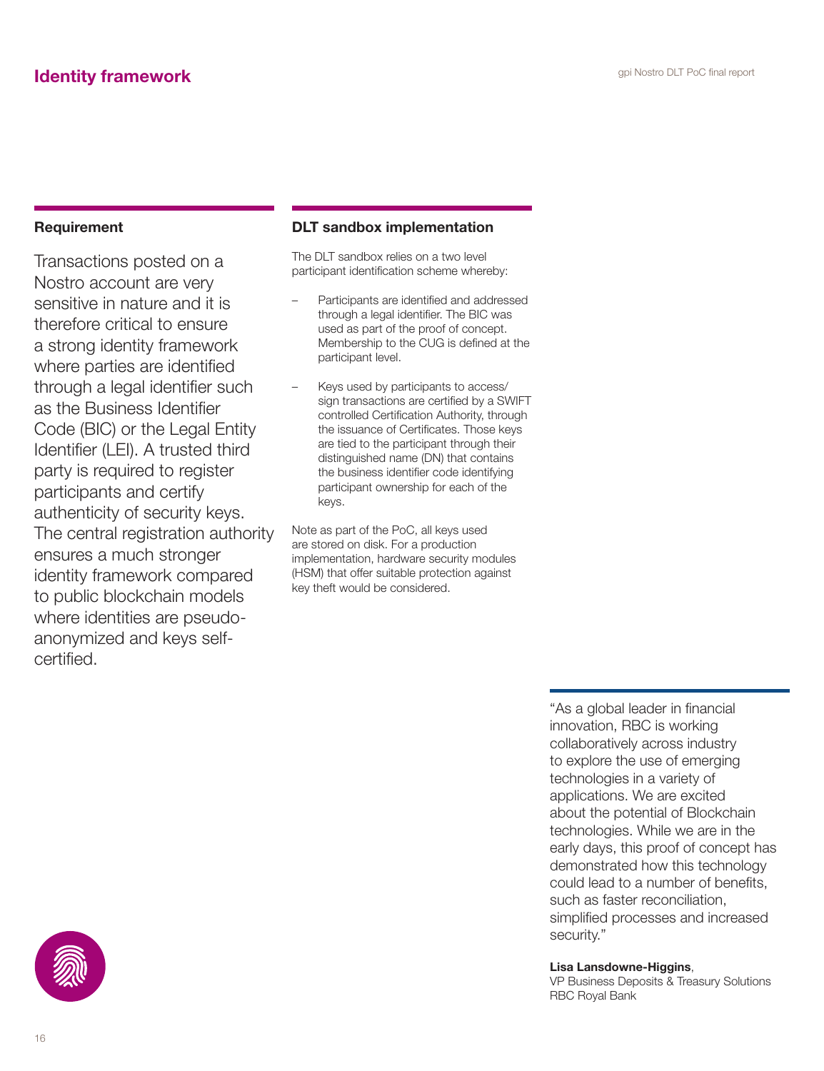# Identity framework

## Requirement

Transactions posted on a Nostro account are very sensitive in nature and it is therefore critical to ensure a strong identity framework where parties are identified through a legal identifier such as the Business Identifier Code (BIC) or the Legal Entity Identifier (LEI). A trusted third party is required to register participants and certify authenticity of security keys. The central registration authority ensures a much stronger identity framework compared to public blockchain models where identities are pseudo-anonymized and keys self-certified.

## DLT sandbox implementation

The DLT sandbox relies on a two level participant identification scheme whereby:

- Participants are identified and addressed through a legal identifier. The BIC was used as part of the proof of concept. Membership to the CUG is defined at the participant level.
- Keys used by participants to access/sign transactions are certified by a SWIFT controlled Certification Authority, through the issuance of Certificates. Those keys are tied to the participant through their distinguished name (DN) that contains the business identifier code identifying participant ownership for each of the keys.

Note as part of the PoC, all keys used are stored on disk. For a production implementation, hardware security modules (HSM) that offer suitable protection against key theft would be considered.

"As a global leader in financial innovation, RBC is working collaboratively across industry to explore the use of emerging technologies in a variety of applications. We are excited about the potential of Blockchain technologies. While we are in the early days, this proof of concept has demonstrated how this technology could lead to a number of benefits, such as faster reconciliation, simplified processes and increased security."

**Lisa Lansdowne-Higgins**,
VP Business Deposits & Treasury Solutions
RBC Royal Bank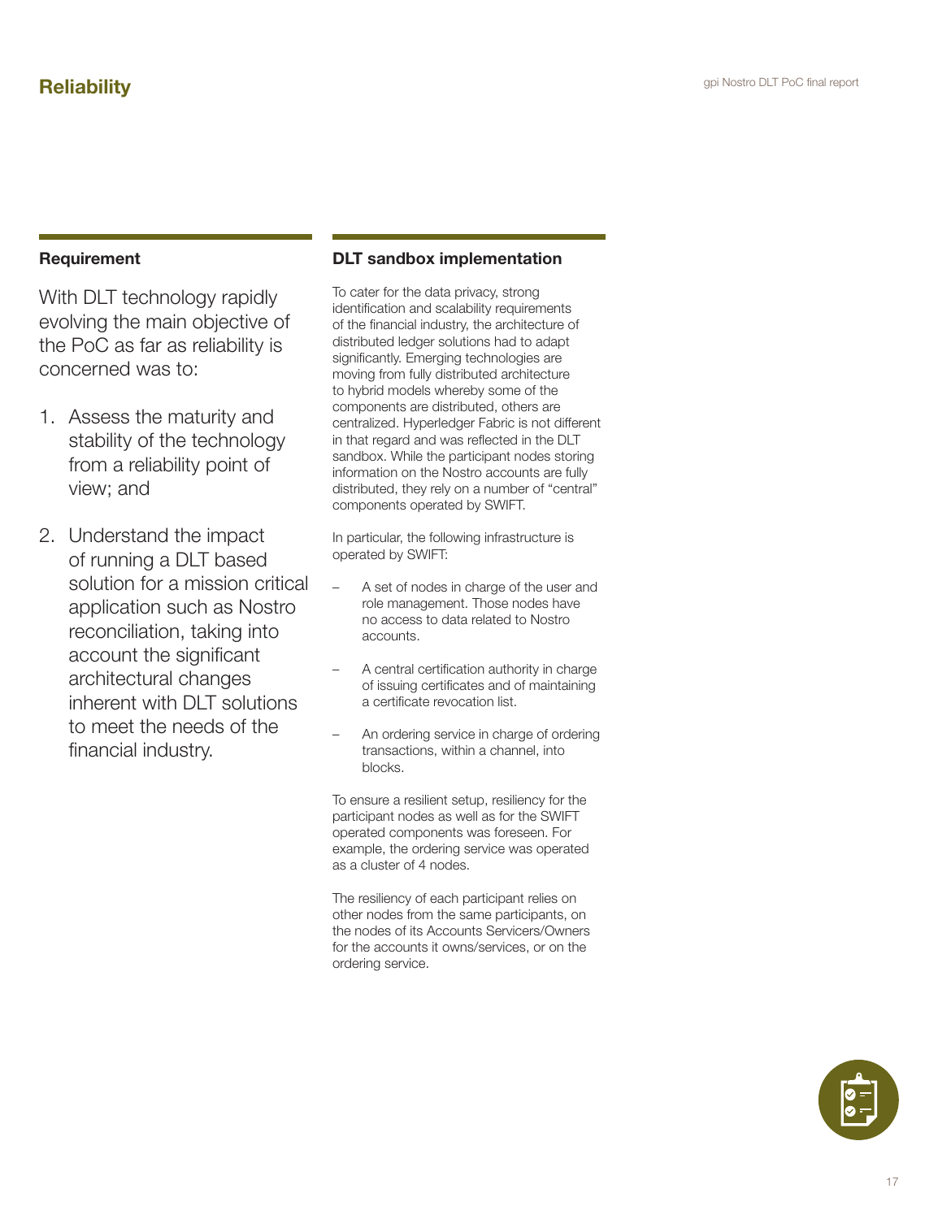# Reliability

## Requirement

With DLT technology rapidly evolving the main objective of the PoC as far as reliability is concerned was to:

1. Assess the maturity and stability of the technology from a reliability point of view; and
2. Understand the impact of running a DLT based solution for a mission critical application such as Nostro reconciliation, taking into account the significant architectural changes inherent with DLT solutions to meet the needs of the financial industry.

## DLT sandbox implementation

To cater for the data privacy, strong identification and scalability requirements of the financial industry, the architecture of distributed ledger solutions had to adapt significantly. Emerging technologies are moving from fully distributed architecture to hybrid models whereby some of the components are distributed, others are centralized. Hyperledger Fabric is not different in that regard and was reflected in the DLT sandbox. While the participant nodes storing information on the Nostro accounts are fully distributed, they rely on a number of "central" components operated by SWIFT.

In particular, the following infrastructure is operated by SWIFT:

- A set of nodes in charge of the user and role management. Those nodes have no access to data related to Nostro accounts.
- A central certification authority in charge of issuing certificates and of maintaining a certificate revocation list.
- An ordering service in charge of ordering transactions, within a channel, into blocks.

To ensure a resilient setup, resiliency for the participant nodes as well as for the SWIFT operated components was foreseen. For example, the ordering service was operated as a cluster of 4 nodes.

The resiliency of each participant relies on other nodes from the same participants, on the nodes of its Accounts Servicers/Owners for the accounts it owns/services, or on the ordering service.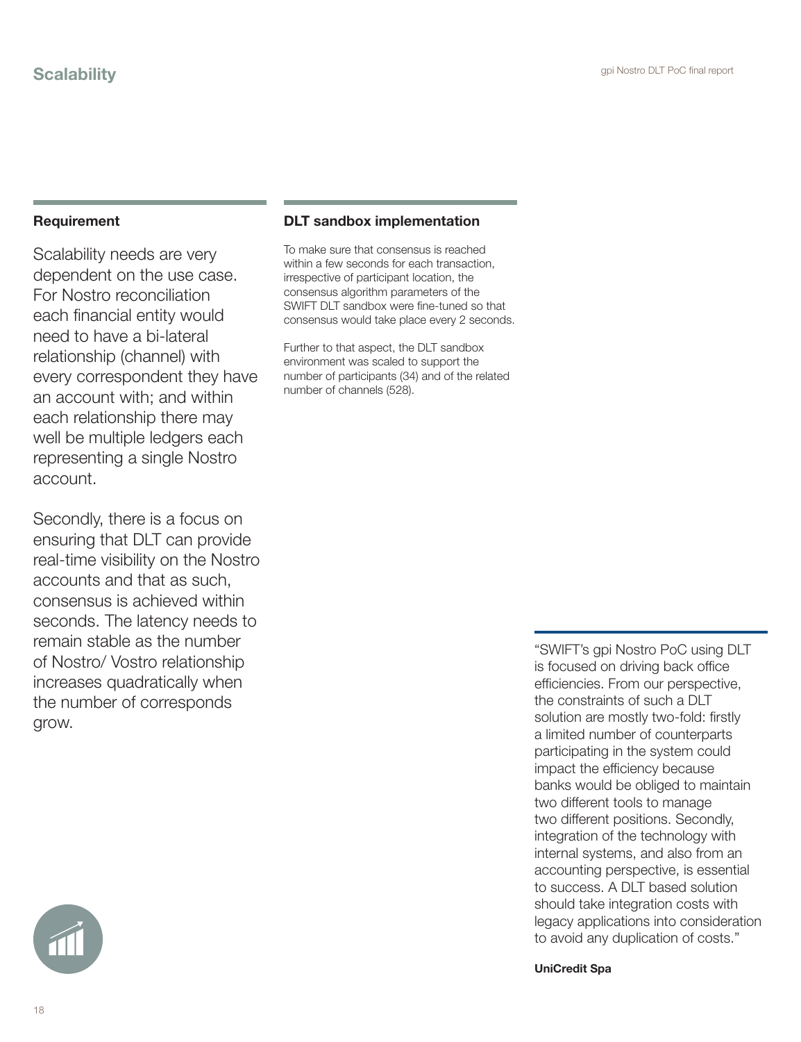# Scalability

### Requirement

Scalability needs are very dependent on the use case. For Nostro reconciliation each financial entity would need to have a bi-lateral relationship (channel) with every correspondent they have an account with; and within each relationship there may well be multiple ledgers each representing a single Nostro account.

Secondly, there is a focus on ensuring that DLT can provide real-time visibility on the Nostro accounts and that as such, consensus is achieved within seconds. The latency needs to remain stable as the number of Nostro/ Vostro relationship increases quadratically when the number of corresponds grow.

### DLT sandbox implementation

To make sure that consensus is reached within a few seconds for each transaction, irrespective of participant location, the consensus algorithm parameters of the SWIFT DLT sandbox were fine-tuned so that consensus would take place every 2 seconds.

Further to that aspect, the DLT sandbox environment was scaled to support the number of participants (34) and of the related number of channels (528).

> "SWIFT's gpi Nostro PoC using DLT is focused on driving back office efficiencies. From our perspective, the constraints of such a DLT solution are mostly two-fold: firstly a limited number of counterparts participating in the system could impact the efficiency because banks would be obliged to maintain two different tools to manage two different positions. Secondly, integration of the technology with internal systems, and also from an accounting perspective, is essential to success. A DLT based solution should take integration costs with legacy applications into consideration to avoid any duplication of costs."
>
> **UniCredit Spa**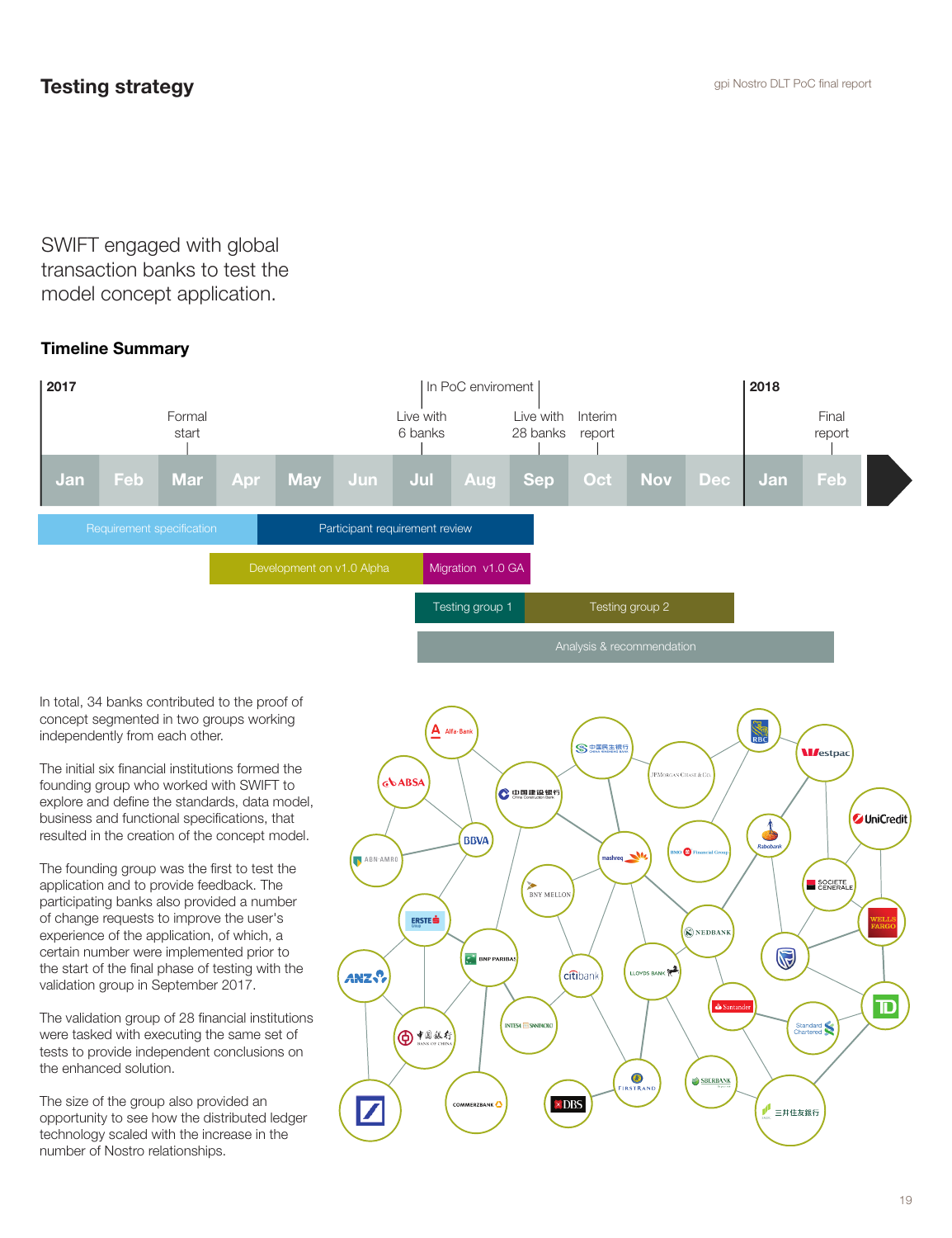# Testing strategy

SWIFT engaged with global transaction banks to test the model concept application.

## Timeline Summary

2017: Jan – Formal start (Mar) – In PoC enviroment: Live with 6 banks (Jul), Live with 28 banks (Sep) – Interim report (Oct) – 2018: Final report (Feb)

- Requirement specification (Jan–Apr)
- Participant requirement review (Apr–Sep)
- Development on v1.0 Alpha (Apr–Jul)
- Migration v1.0 GA (Jul–Sep)
- Testing group 1 (Jul–Aug)
- Testing group 2 (Sep–Nov)
- Analysis & recommendation (Jul–Jan)

In total, 34 banks contributed to the proof of concept segmented in two groups working independently from each other.

The initial six financial institutions formed the founding group who worked with SWIFT to explore and define the standards, data model, business and functional specifications, that resulted in the creation of the concept model.

The founding group was the first to test the application and to provide feedback. The participating banks also provided a number of change requests to improve the user's experience of the application, of which, a certain number were implemented prior to the start of the final phase of testing with the validation group in September 2017.

The validation group of 28 financial institutions were tasked with executing the same set of tests to provide independent conclusions on the enhanced solution.

The size of the group also provided an opportunity to see how the distributed ledger technology scaled with the increase in the number of Nostro relationships.

Alfa-Bank, ABSA, 中国民生银行, China Construction Bank, J.P. Morgan Chase & Co., RBC, Westpac, UniCredit, Rabobank, BBVA, ABN-AMRO, mashreq, BMO Financial Group, BNY Mellon, Société Générale, Erste Group, Nedbank, Wells Fargo, ANZ, BNP Paribas, citibank, Lloyds Bank, Standard Bank, Santander, Standard Chartered, TD, Bank of China, Intesa Sanpaolo, Deutsche Bank, Commerzbank, DBS, FirstRand, Sberbank, 三井住友銀行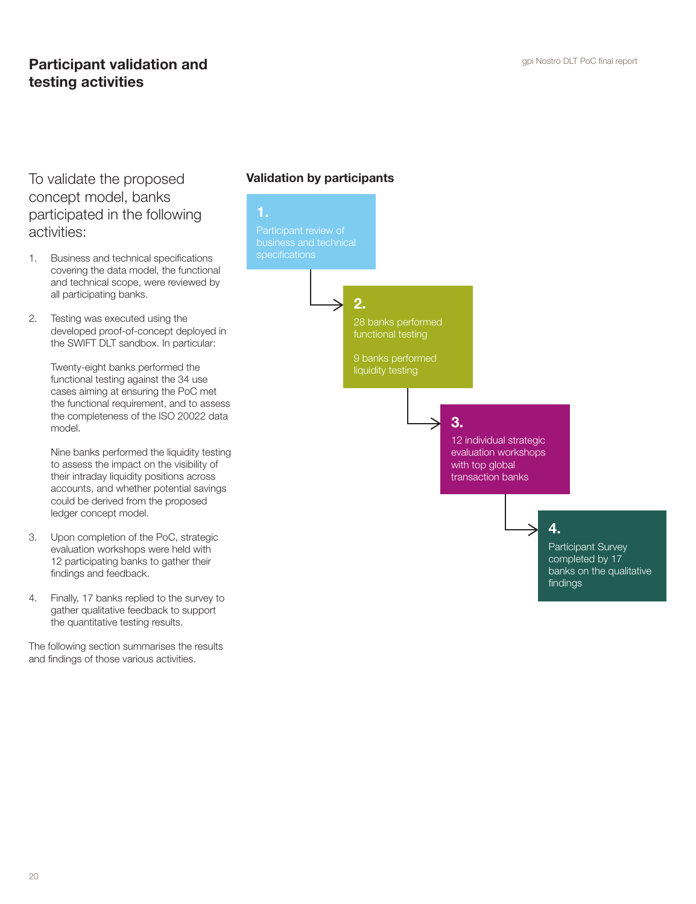## Participant validation and testing activities

To validate the proposed concept model, banks participated in the following activities:

1. Business and technical specifications covering the data model, the functional and technical scope, were reviewed by all participating banks.

2. Testing was executed using the developed proof-of-concept deployed in the SWIFT DLT sandbox. In particular:

   Twenty-eight banks performed the functional testing against the 34 use cases aiming at ensuring the PoC met the functional requirement, and to assess the completeness of the ISO 20022 data model.

   Nine banks performed the liquidity testing to assess the impact on the visibility of their intraday liquidity positions across accounts, and whether potential savings could be derived from the proposed ledger concept model.

3. Upon completion of the PoC, strategic evaluation workshops were held with 12 participating banks to gather their findings and feedback.

4. Finally, 17 banks replied to the survey to gather qualitative feedback to support the quantitative testing results.

The following section summarises the results and findings of those various activities.

### Validation by participants

**1.** Participant review of business and technical specifications

**2.** 28 banks performed functional testing

9 banks performed liquidity testing

**3.** 12 individual strategic evaluation workshops with top global transaction banks

**4.** Participant Survey completed by 17 banks on the qualitative findings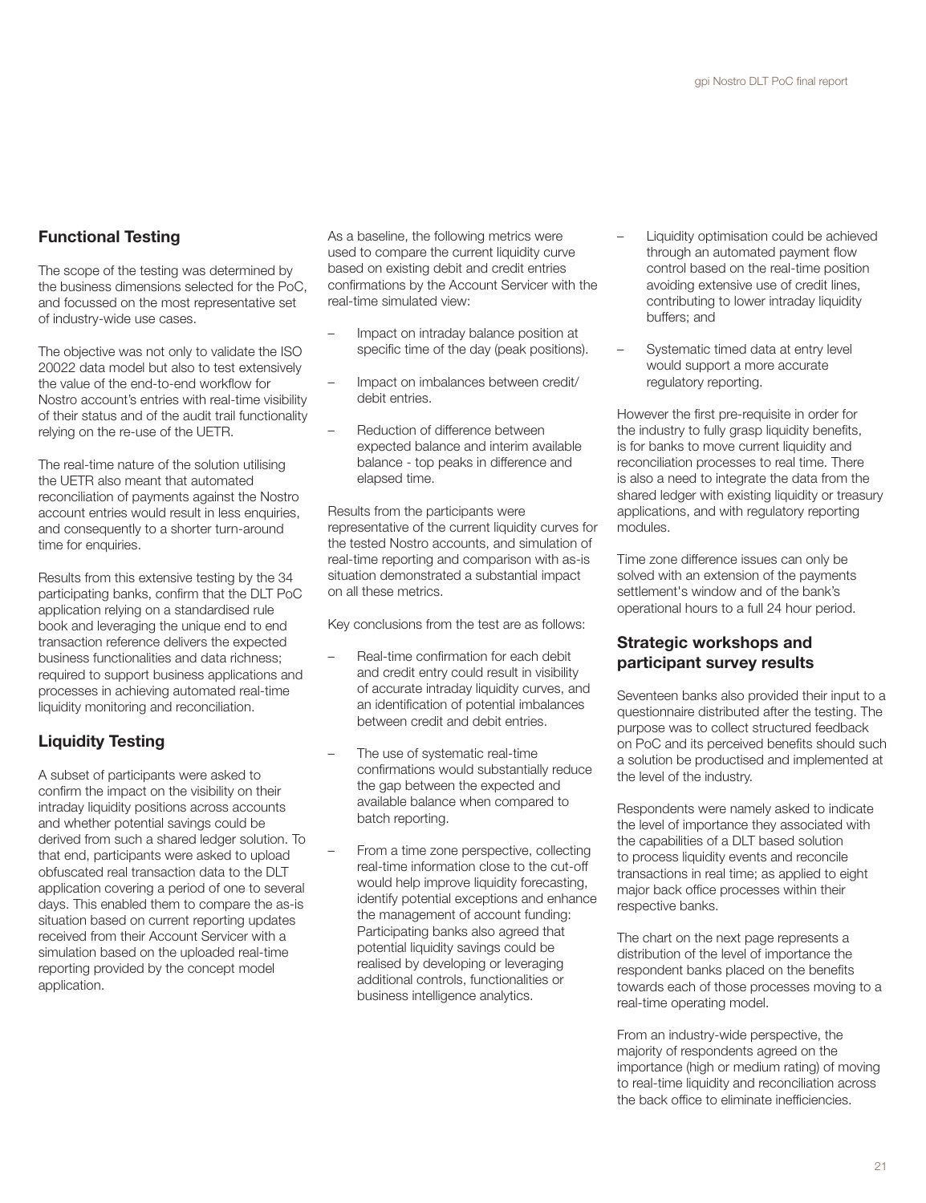## Functional Testing

The scope of the testing was determined by the business dimensions selected for the PoC, and focussed on the most representative set of industry-wide use cases.

The objective was not only to validate the ISO 20022 data model but also to test extensively the value of the end-to-end workflow for Nostro account's entries with real-time visibility of their status and of the audit trail functionality relying on the re-use of the UETR.

The real-time nature of the solution utilising the UETR also meant that automated reconciliation of payments against the Nostro account entries would result in less enquiries, and consequently to a shorter turn-around time for enquiries.

Results from this extensive testing by the 34 participating banks, confirm that the DLT PoC application relying on a standardised rule book and leveraging the unique end to end transaction reference delivers the expected business functionalities and data richness; required to support business applications and processes in achieving automated real-time liquidity monitoring and reconciliation.

## Liquidity Testing

A subset of participants were asked to confirm the impact on the visibility on their intraday liquidity positions across accounts and whether potential savings could be derived from such a shared ledger solution. To that end, participants were asked to upload obfuscated real transaction data to the DLT application covering a period of one to several days. This enabled them to compare the as-is situation based on current reporting updates received from their Account Servicer with a simulation based on the uploaded real-time reporting provided by the concept model application.

As a baseline, the following metrics were used to compare the current liquidity curve based on existing debit and credit entries confirmations by the Account Servicer with the real-time simulated view:

- Impact on intraday balance position at specific time of the day (peak positions).
- Impact on imbalances between credit/ debit entries.
- Reduction of difference between expected balance and interim available balance - top peaks in difference and elapsed time.

Results from the participants were representative of the current liquidity curves for the tested Nostro accounts, and simulation of real-time reporting and comparison with as-is situation demonstrated a substantial impact on all these metrics.

Key conclusions from the test are as follows:

- Real-time confirmation for each debit and credit entry could result in visibility of accurate intraday liquidity curves, and an identification of potential imbalances between credit and debit entries.
- The use of systematic real-time confirmations would substantially reduce the gap between the expected and available balance when compared to batch reporting.
- From a time zone perspective, collecting real-time information close to the cut-off would help improve liquidity forecasting, identify potential exceptions and enhance the management of account funding: Participating banks also agreed that potential liquidity savings could be realised by developing or leveraging additional controls, functionalities or business intelligence analytics.
- Liquidity optimisation could be achieved through an automated payment flow control based on the real-time position avoiding extensive use of credit lines, contributing to lower intraday liquidity buffers; and
- Systematic timed data at entry level would support a more accurate regulatory reporting.

However the first pre-requisite in order for the industry to fully grasp liquidity benefits, is for banks to move current liquidity and reconciliation processes to real time. There is also a need to integrate the data from the shared ledger with existing liquidity or treasury applications, and with regulatory reporting modules.

Time zone difference issues can only be solved with an extension of the payments settlement's window and of the bank's operational hours to a full 24 hour period.

## Strategic workshops and participant survey results

Seventeen banks also provided their input to a questionnaire distributed after the testing. The purpose was to collect structured feedback on PoC and its perceived benefits should such a solution be productised and implemented at the level of the industry.

Respondents were namely asked to indicate the level of importance they associated with the capabilities of a DLT based solution to process liquidity events and reconcile transactions in real time; as applied to eight major back office processes within their respective banks.

The chart on the next page represents a distribution of the level of importance the respondent banks placed on the benefits towards each of those processes moving to a real-time operating model.

From an industry-wide perspective, the majority of respondents agreed on the importance (high or medium rating) of moving to real-time liquidity and reconciliation across the back office to eliminate inefficiencies.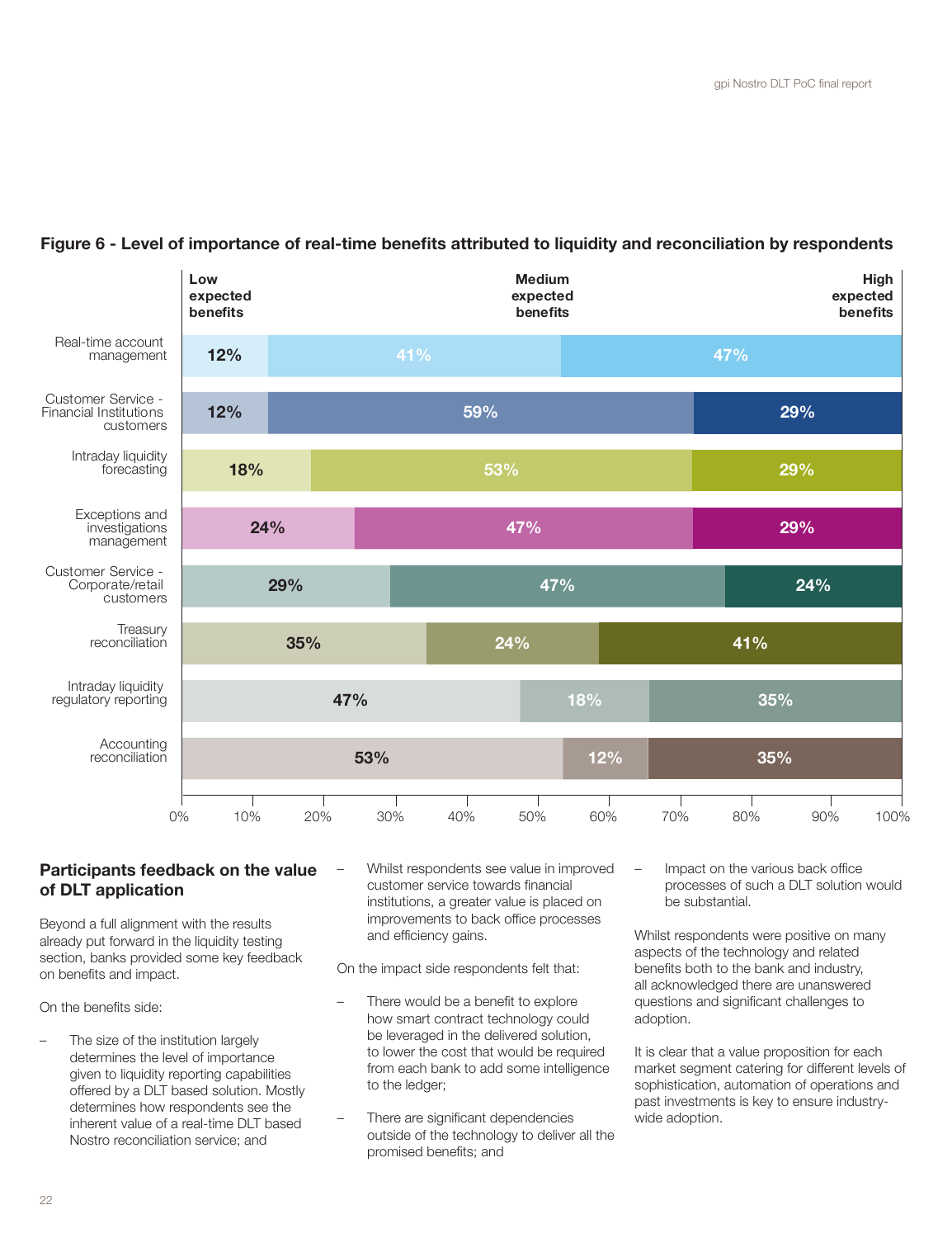## Figure 6 - Level of importance of real-time benefits attributed to liquidity and reconciliation by respondents

| | Low expected benefits | Medium expected benefits | High expected benefits |
|---|---|---|---|
| Real-time account management | 12% | 41% | 47% |
| Customer Service - Financial Institutions customers | 12% | 59% | 29% |
| Intraday liquidity forecasting | 18% | 53% | 29% |
| Exceptions and investigations management | 24% | 47% | 29% |
| Customer Service - Corporate/retail customers | 29% | 47% | 24% |
| Treasury reconciliation | 35% | 24% | 41% |
| Intraday liquidity regulatory reporting | 47% | 18% | 35% |
| Accounting reconciliation | 53% | 12% | 35% |

### Participants feedback on the value of DLT application

Beyond a full alignment with the results already put forward in the liquidity testing section, banks provided some key feedback on benefits and impact.

On the benefits side:

- The size of the institution largely determines the level of importance given to liquidity reporting capabilities offered by a DLT based solution. Mostly determines how respondents see the inherent value of a real-time DLT based Nostro reconciliation service; and
- Whilst respondents see value in improved customer service towards financial institutions, a greater value is placed on improvements to back office processes and efficiency gains.

On the impact side respondents felt that:

- There would be a benefit to explore how smart contract technology could be leveraged in the delivered solution, to lower the cost that would be required from each bank to add some intelligence to the ledger;
- There are significant dependencies outside of the technology to deliver all the promised benefits; and
- Impact on the various back office processes of such a DLT solution would be substantial.

Whilst respondents were positive on many aspects of the technology and related benefits both to the bank and industry, all acknowledged there are unanswered questions and significant challenges to adoption.

It is clear that a value proposition for each market segment catering for different levels of sophistication, automation of operations and past investments is key to ensure industry-wide adoption.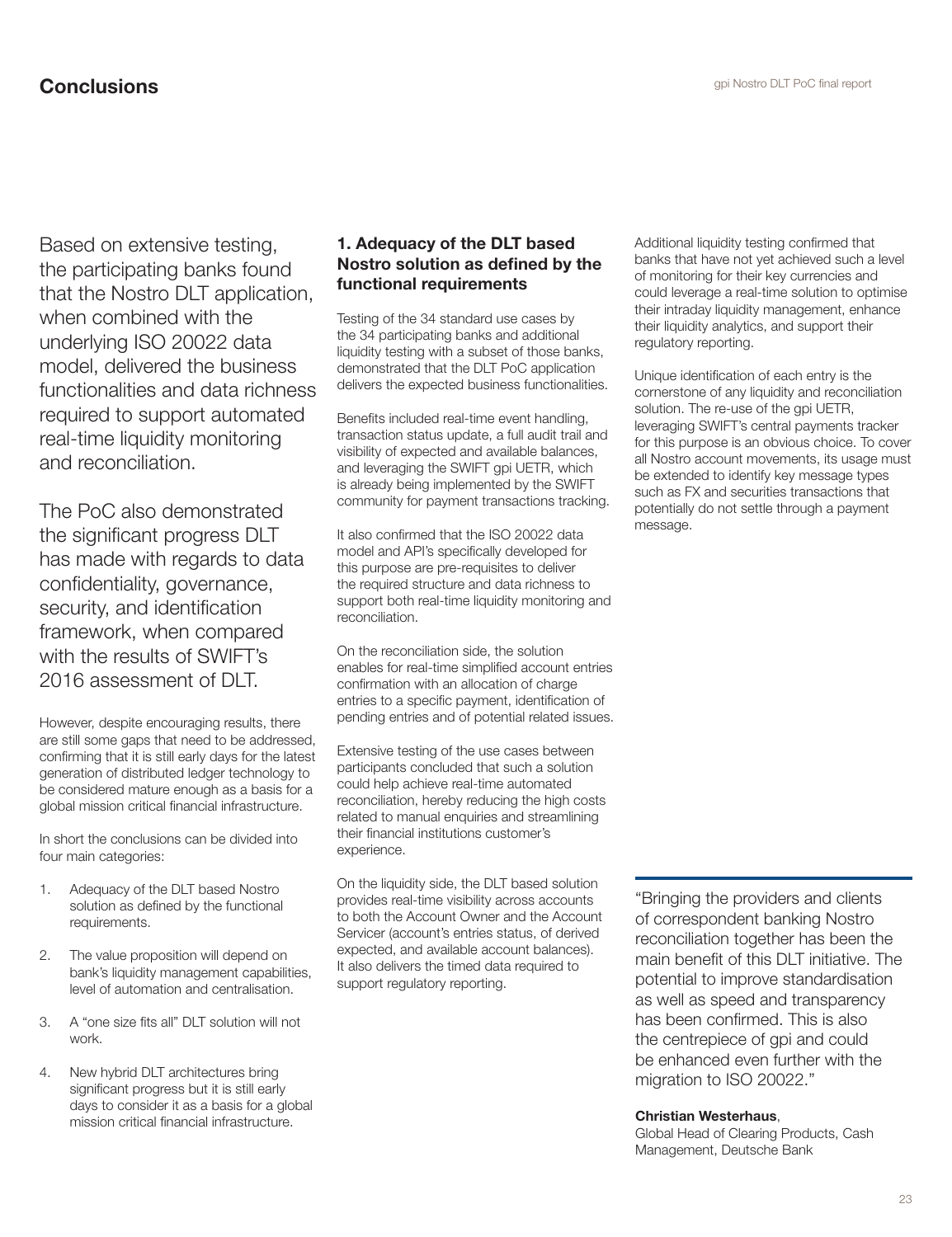# Conclusions

Based on extensive testing, the participating banks found that the Nostro DLT application, when combined with the underlying ISO 20022 data model, delivered the business functionalities and data richness required to support automated real-time liquidity monitoring and reconciliation.

The PoC also demonstrated the significant progress DLT has made with regards to data confidentiality, governance, security, and identification framework, when compared with the results of SWIFT's 2016 assessment of DLT.

However, despite encouraging results, there are still some gaps that need to be addressed, confirming that it is still early days for the latest generation of distributed ledger technology to be considered mature enough as a basis for a global mission critical financial infrastructure.

In short the conclusions can be divided into four main categories:

1. Adequacy of the DLT based Nostro solution as defined by the functional requirements.
2. The value proposition will depend on bank's liquidity management capabilities, level of automation and centralisation.
3. A "one size fits all" DLT solution will not work.
4. New hybrid DLT architectures bring significant progress but it is still early days to consider it as a basis for a global mission critical financial infrastructure.

### 1. Adequacy of the DLT based Nostro solution as defined by the functional requirements

Testing of the 34 standard use cases by the 34 participating banks and additional liquidity testing with a subset of those banks, demonstrated that the DLT PoC application delivers the expected business functionalities.

Benefits included real-time event handling, transaction status update, a full audit trail and visibility of expected and available balances, and leveraging the SWIFT gpi UETR, which is already being implemented by the SWIFT community for payment transactions tracking.

It also confirmed that the ISO 20022 data model and API's specifically developed for this purpose are pre-requisites to deliver the required structure and data richness to support both real-time liquidity monitoring and reconciliation.

On the reconciliation side, the solution enables for real-time simplified account entries confirmation with an allocation of charge entries to a specific payment, identification of pending entries and of potential related issues.

Extensive testing of the use cases between participants concluded that such a solution could help achieve real-time automated reconciliation, hereby reducing the high costs related to manual enquiries and streamlining their financial institutions customer's experience.

On the liquidity side, the DLT based solution provides real-time visibility across accounts to both the Account Owner and the Account Servicer (account's entries status, of derived expected, and available account balances). It also delivers the timed data required to support regulatory reporting.

Additional liquidity testing confirmed that banks that have not yet achieved such a level of monitoring for their key currencies and could leverage a real-time solution to optimise their intraday liquidity management, enhance their liquidity analytics, and support their regulatory reporting.

Unique identification of each entry is the cornerstone of any liquidity and reconciliation solution. The re-use of the gpi UETR, leveraging SWIFT's central payments tracker for this purpose is an obvious choice. To cover all Nostro account movements, its usage must be extended to identify key message types such as FX and securities transactions that potentially do not settle through a payment message.

"Bringing the providers and clients of correspondent banking Nostro reconciliation together has been the main benefit of this DLT initiative. The potential to improve standardisation as well as speed and transparency has been confirmed. This is also the centrepiece of gpi and could be enhanced even further with the migration to ISO 20022."

**Christian Westerhaus**,
Global Head of Clearing Products, Cash Management, Deutsche Bank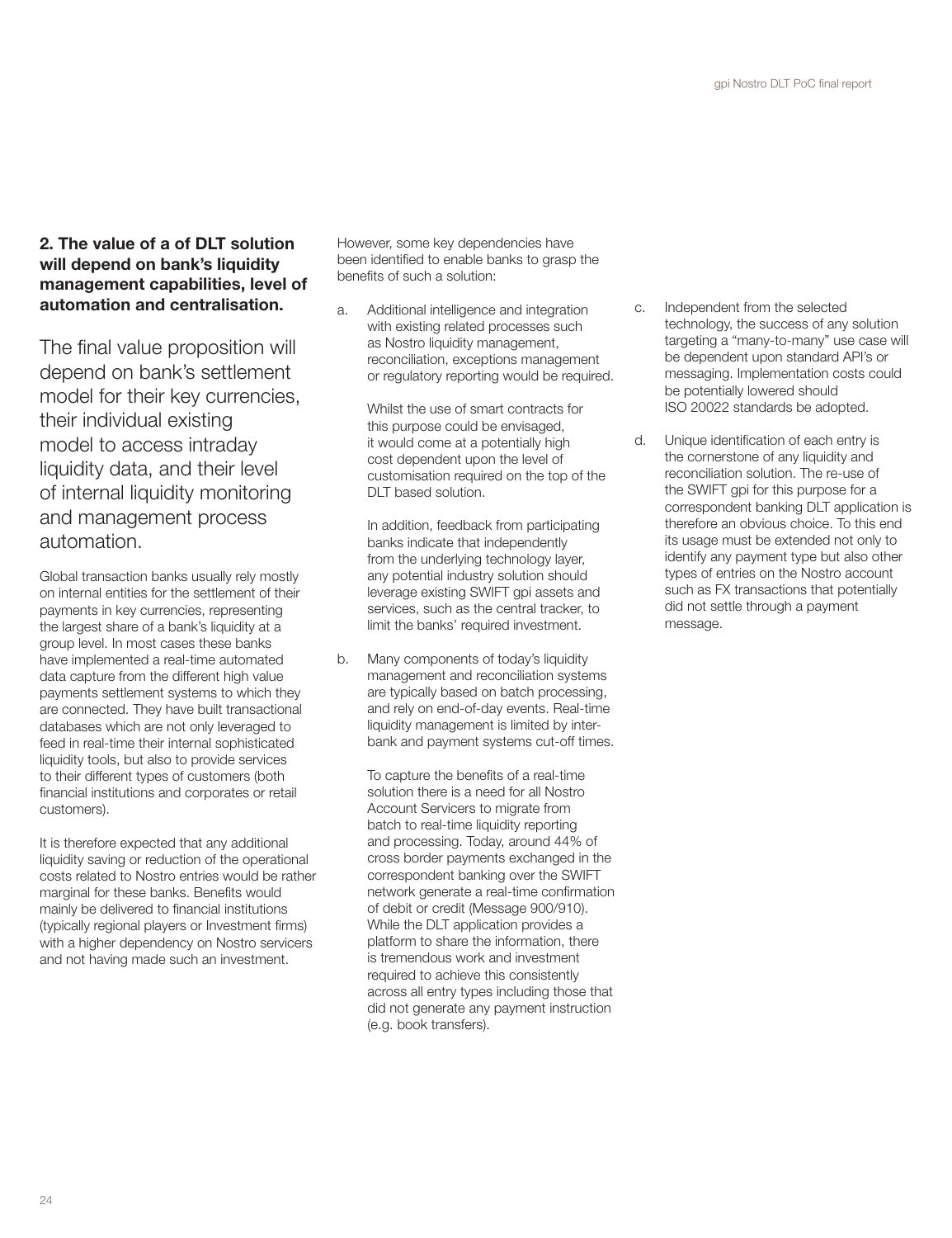**2. The value of a of DLT solution will depend on bank's liquidity management capabilities, level of automation and centralisation.**

The final value proposition will depend on bank's settlement model for their key currencies, their individual existing model to access intraday liquidity data, and their level of internal liquidity monitoring and management process automation.

Global transaction banks usually rely mostly on internal entities for the settlement of their payments in key currencies, representing the largest share of a bank's liquidity at a group level. In most cases these banks have implemented a real-time automated data capture from the different high value payments settlement systems to which they are connected. They have built transactional databases which are not only leveraged to feed in real-time their internal sophisticated liquidity tools, but also to provide services to their different types of customers (both financial institutions and corporates or retail customers).

It is therefore expected that any additional liquidity saving or reduction of the operational costs related to Nostro entries would be rather marginal for these banks. Benefits would mainly be delivered to financial institutions (typically regional players or Investment firms) with a higher dependency on Nostro servicers and not having made such an investment.

However, some key dependencies have been identified to enable banks to grasp the benefits of such a solution:

a. Additional intelligence and integration with existing related processes such as Nostro liquidity management, reconciliation, exceptions management or regulatory reporting would be required.

   Whilst the use of smart contracts for this purpose could be envisaged, it would come at a potentially high cost dependent upon the level of customisation required on the top of the DLT based solution.

   In addition, feedback from participating banks indicate that independently from the underlying technology layer, any potential industry solution should leverage existing SWIFT gpi assets and services, such as the central tracker, to limit the banks' required investment.

b. Many components of today's liquidity management and reconciliation systems are typically based on batch processing, and rely on end-of-day events. Real-time liquidity management is limited by inter-bank and payment systems cut-off times.

   To capture the benefits of a real-time solution there is a need for all Nostro Account Servicers to migrate from batch to real-time liquidity reporting and processing. Today, around 44% of cross border payments exchanged in the correspondent banking over the SWIFT network generate a real-time confirmation of debit or credit (Message 900/910). While the DLT application provides a platform to share the information, there is tremendous work and investment required to achieve this consistently across all entry types including those that did not generate any payment instruction (e.g. book transfers).

c. Independent from the selected technology, the success of any solution targeting a "many-to-many" use case will be dependent upon standard API's or messaging. Implementation costs could be potentially lowered should ISO 20022 standards be adopted.

d. Unique identification of each entry is the cornerstone of any liquidity and reconciliation solution. The re-use of the SWIFT gpi for this purpose for a correspondent banking DLT application is therefore an obvious choice. To this end its usage must be extended not only to identify any payment type but also other types of entries on the Nostro account such as FX transactions that potentially did not settle through a payment message.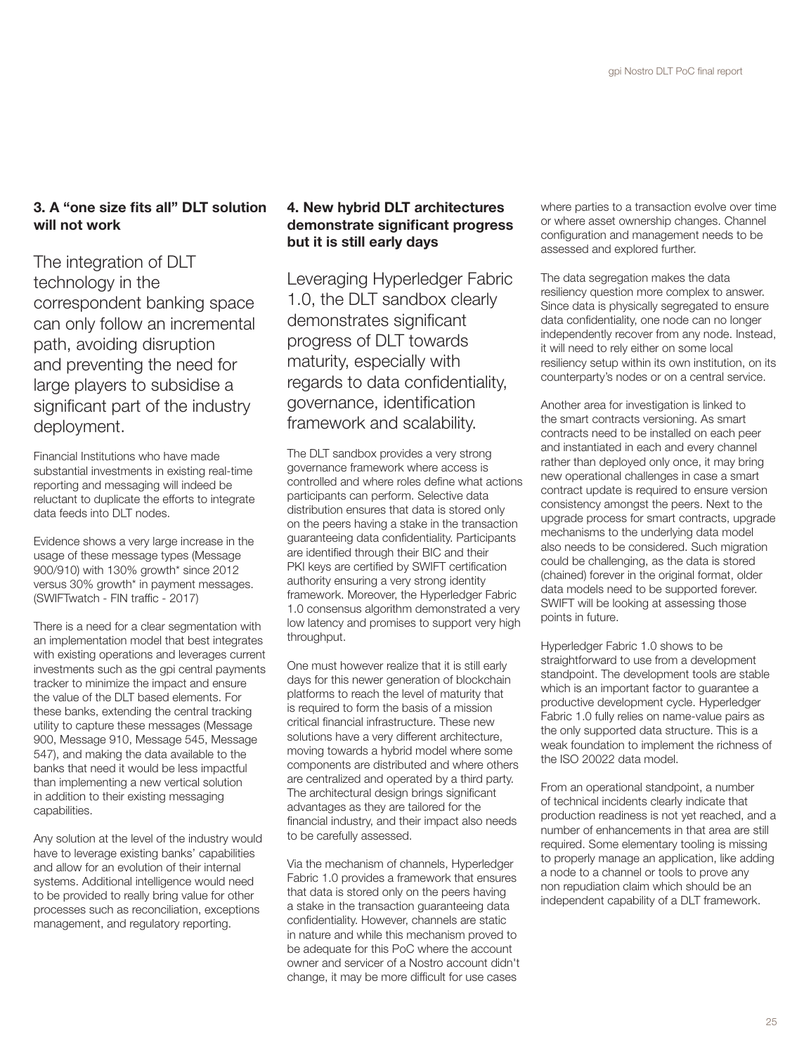### 3. A "one size fits all" DLT solution will not work

The integration of DLT technology in the correspondent banking space can only follow an incremental path, avoiding disruption and preventing the need for large players to subsidise a significant part of the industry deployment.

Financial Institutions who have made substantial investments in existing real-time reporting and messaging will indeed be reluctant to duplicate the efforts to integrate data feeds into DLT nodes.

Evidence shows a very large increase in the usage of these message types (Message 900/910) with 130% growth* since 2012 versus 30% growth* in payment messages. (SWIFTwatch - FIN traffic - 2017)

There is a need for a clear segmentation with an implementation model that best integrates with existing operations and leverages current investments such as the gpi central payments tracker to minimize the impact and ensure the value of the DLT based elements. For these banks, extending the central tracking utility to capture these messages (Message 900, Message 910, Message 545, Message 547), and making the data available to the banks that need it would be less impactful than implementing a new vertical solution in addition to their existing messaging capabilities.

Any solution at the level of the industry would have to leverage existing banks' capabilities and allow for an evolution of their internal systems. Additional intelligence would need to be provided to really bring value for other processes such as reconciliation, exceptions management, and regulatory reporting.

### 4. New hybrid DLT architectures demonstrate significant progress but it is still early days

Leveraging Hyperledger Fabric 1.0, the DLT sandbox clearly demonstrates significant progress of DLT towards maturity, especially with regards to data confidentiality, governance, identification framework and scalability.

The DLT sandbox provides a very strong governance framework where access is controlled and where roles define what actions participants can perform. Selective data distribution ensures that data is stored only on the peers having a stake in the transaction guaranteeing data confidentiality. Participants are identified through their BIC and their PKI keys are certified by SWIFT certification authority ensuring a very strong identity framework. Moreover, the Hyperledger Fabric 1.0 consensus algorithm demonstrated a very low latency and promises to support very high throughput.

One must however realize that it is still early days for this newer generation of blockchain platforms to reach the level of maturity that is required to form the basis of a mission critical financial infrastructure. These new solutions have a very different architecture, moving towards a hybrid model where some components are distributed and where others are centralized and operated by a third party. The architectural design brings significant advantages as they are tailored for the financial industry, and their impact also needs to be carefully assessed.

Via the mechanism of channels, Hyperledger Fabric 1.0 provides a framework that ensures that data is stored only on the peers having a stake in the transaction guaranteeing data confidentiality. However, channels are static in nature and while this mechanism proved to be adequate for this PoC where the account owner and servicer of a Nostro account didn't change, it may be more difficult for use cases where parties to a transaction evolve over time or where asset ownership changes. Channel configuration and management needs to be assessed and explored further.

The data segregation makes the data resiliency question more complex to answer. Since data is physically segregated to ensure data confidentiality, one node can no longer independently recover from any node. Instead, it will need to rely either on some local resiliency setup within its own institution, on its counterparty's nodes or on a central service.

Another area for investigation is linked to the smart contracts versioning. As smart contracts need to be installed on each peer and instantiated in each and every channel rather than deployed only once, it may bring new operational challenges in case a smart contract update is required to ensure version consistency amongst the peers. Next to the upgrade process for smart contracts, upgrade mechanisms to the underlying data model also needs to be considered. Such migration could be challenging, as the data is stored (chained) forever in the original format, older data models need to be supported forever. SWIFT will be looking at assessing those points in future.

Hyperledger Fabric 1.0 shows to be straightforward to use from a development standpoint. The development tools are stable which is an important factor to guarantee a productive development cycle. Hyperledger Fabric 1.0 fully relies on name-value pairs as the only supported data structure. This is a weak foundation to implement the richness of the ISO 20022 data model.

From an operational standpoint, a number of technical incidents clearly indicate that production readiness is not yet reached, and a number of enhancements in that area are still required. Some elementary tooling is missing to properly manage an application, like adding a node to a channel or tools to prove any non repudiation claim which should be an independent capability of a DLT framework.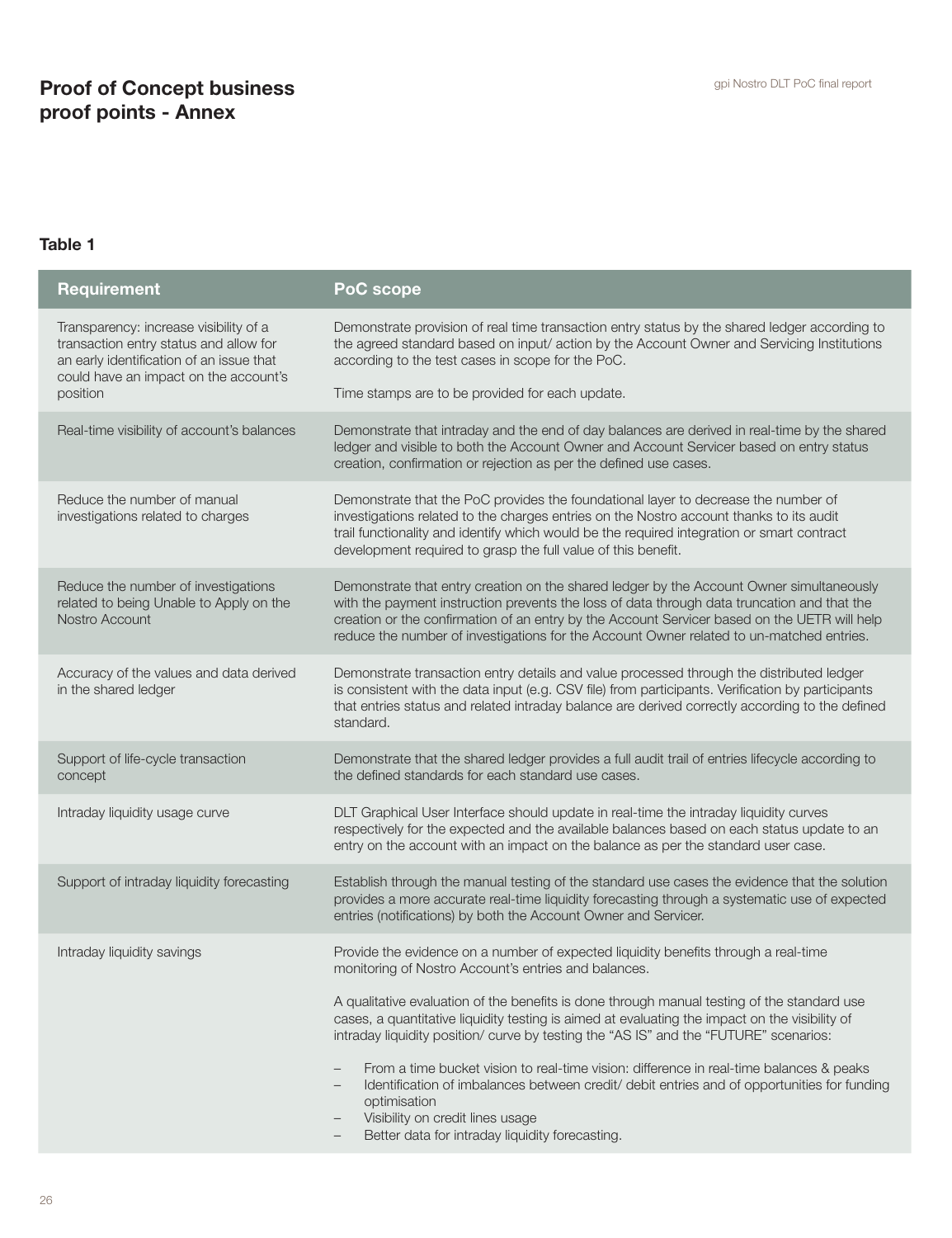# Proof of Concept business proof points - Annex

**Table 1**

| Requirement | PoC scope |
|---|---|
| Transparency: increase visibility of a transaction entry status and allow for an early identification of an issue that could have an impact on the account's position | Demonstrate provision of real time transaction entry status by the shared ledger according to the agreed standard based on input/ action by the Account Owner and Servicing Institutions according to the test cases in scope for the PoC.<br><br>Time stamps are to be provided for each update. |
| Real-time visibility of account's balances | Demonstrate that intraday and the end of day balances are derived in real-time by the shared ledger and visible to both the Account Owner and Account Servicer based on entry status creation, confirmation or rejection as per the defined use cases. |
| Reduce the number of manual investigations related to charges | Demonstrate that the PoC provides the foundational layer to decrease the number of investigations related to the charges entries on the Nostro account thanks to its audit trail functionality and identify which would be the required integration or smart contract development required to grasp the full value of this benefit. |
| Reduce the number of investigations related to being Unable to Apply on the Nostro Account | Demonstrate that entry creation on the shared ledger by the Account Owner simultaneously with the payment instruction prevents the loss of data through data truncation and that the creation or the confirmation of an entry by the Account Servicer based on the UETR will help reduce the number of investigations for the Account Owner related to un-matched entries. |
| Accuracy of the values and data derived in the shared ledger | Demonstrate transaction entry details and value processed through the distributed ledger is consistent with the data input (e.g. CSV file) from participants. Verification by participants that entries status and related intraday balance are derived correctly according to the defined standard. |
| Support of life-cycle transaction concept | Demonstrate that the shared ledger provides a full audit trail of entries lifecycle according to the defined standards for each standard use cases. |
| Intraday liquidity usage curve | DLT Graphical User Interface should update in real-time the intraday liquidity curves respectively for the expected and the available balances based on each status update to an entry on the account with an impact on the balance as per the standard user case. |
| Support of intraday liquidity forecasting | Establish through the manual testing of the standard use cases the evidence that the solution provides a more accurate real-time liquidity forecasting through a systematic use of expected entries (notifications) by both the Account Owner and Servicer. |
| Intraday liquidity savings | Provide the evidence on a number of expected liquidity benefits through a real-time monitoring of Nostro Account's entries and balances.<br><br>A qualitative evaluation of the benefits is done through manual testing of the standard use cases, a quantitative liquidity testing is aimed at evaluating the impact on the visibility of intraday liquidity position/ curve by testing the "AS IS" and the "FUTURE" scenarios:<br><br>– From a time bucket vision to real-time vision: difference in real-time balances & peaks<br>– Identification of imbalances between credit/ debit entries and of opportunities for funding optimisation<br>– Visibility on credit lines usage<br>– Better data for intraday liquidity forecasting. |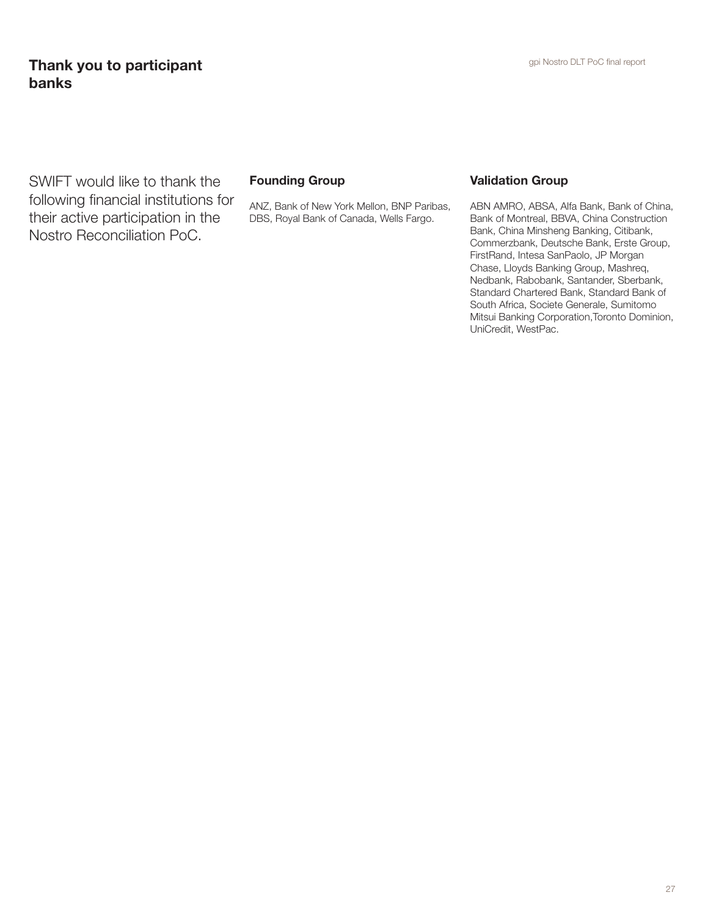# Thank you to participant banks

SWIFT would like to thank the following financial institutions for their active participation in the Nostro Reconciliation PoC.

## Founding Group

ANZ, Bank of New York Mellon, BNP Paribas, DBS, Royal Bank of Canada, Wells Fargo.

## Validation Group

ABN AMRO, ABSA, Alfa Bank, Bank of China, Bank of Montreal, BBVA, China Construction Bank, China Minsheng Banking, Citibank, Commerzbank, Deutsche Bank, Erste Group, FirstRand, Intesa SanPaolo, JP Morgan Chase, Lloyds Banking Group, Mashreq, Nedbank, Rabobank, Santander, Sberbank, Standard Chartered Bank, Standard Bank of South Africa, Societe Generale, Sumitomo Mitsui Banking Corporation,Toronto Dominion, UniCredit, WestPac.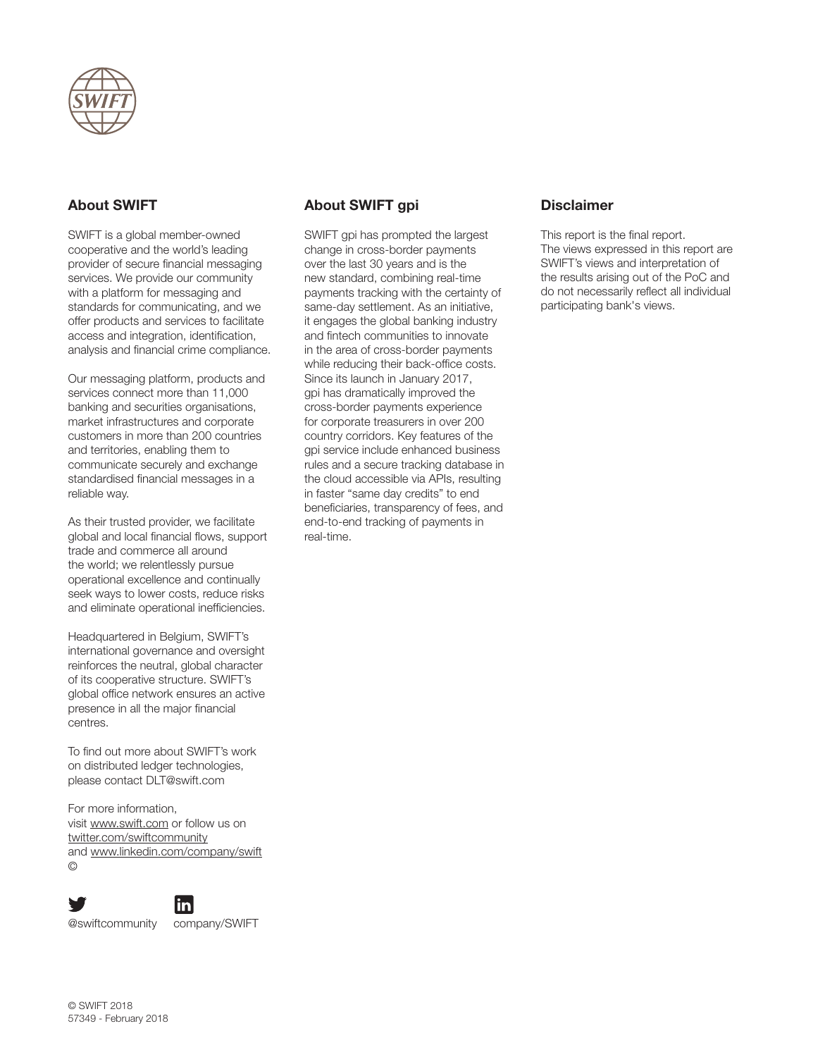## About SWIFT

SWIFT is a global member-owned cooperative and the world's leading provider of secure financial messaging services. We provide our community with a platform for messaging and standards for communicating, and we offer products and services to facilitate access and integration, identification, analysis and financial crime compliance.

Our messaging platform, products and services connect more than 11,000 banking and securities organisations, market infrastructures and corporate customers in more than 200 countries and territories, enabling them to communicate securely and exchange standardised financial messages in a reliable way.

As their trusted provider, we facilitate global and local financial flows, support trade and commerce all around the world; we relentlessly pursue operational excellence and continually seek ways to lower costs, reduce risks and eliminate operational inefficiencies.

Headquartered in Belgium, SWIFT's international governance and oversight reinforces the neutral, global character of its cooperative structure. SWIFT's global office network ensures an active presence in all the major financial centres.

To find out more about SWIFT's work on distributed ledger technologies, please contact DLT@swift.com

For more information, visit www.swift.com or follow us on twitter.com/swiftcommunity and www.linkedin.com/company/swift ©

@swiftcommunity company/SWIFT

## About SWIFT gpi

SWIFT gpi has prompted the largest change in cross-border payments over the last 30 years and is the new standard, combining real-time payments tracking with the certainty of same-day settlement. As an initiative, it engages the global banking industry and fintech communities to innovate in the area of cross-border payments while reducing their back-office costs. Since its launch in January 2017, gpi has dramatically improved the cross-border payments experience for corporate treasurers in over 200 country corridors. Key features of the gpi service include enhanced business rules and a secure tracking database in the cloud accessible via APIs, resulting in faster "same day credits" to end beneficiaries, transparency of fees, and end-to-end tracking of payments in real-time.

## Disclaimer

This report is the final report. The views expressed in this report are SWIFT's views and interpretation of the results arising out of the PoC and do not necessarily reflect all individual participating bank's views.

© SWIFT 2018
57349 - February 2018